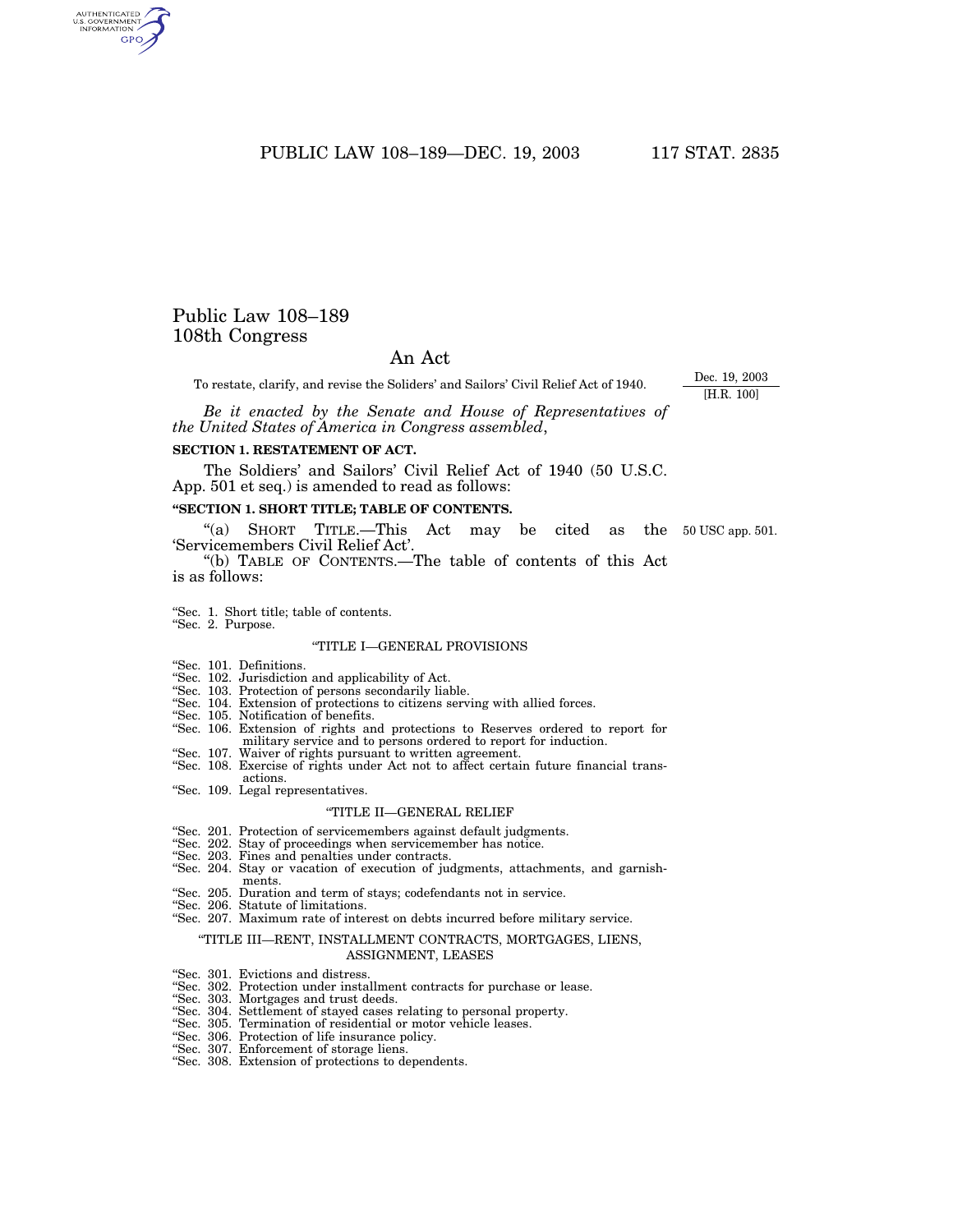# Public Law 108–189
# 108th Congress

## An Act

To restate, clarify, and revise the Soliders' and Sailors' Civil Relief Act of 1940.

Dec. 19, 2003
[H.R. 100]

*Be it enacted by the Senate and House of Representatives of the United States of America in Congress assembled*,

**SECTION 1. RESTATEMENT OF ACT.**

The Soldiers' and Sailors' Civil Relief Act of 1940 (50 U.S.C. App. 501 et seq.) is amended to read as follows:

**"SECTION 1. SHORT TITLE; TABLE OF CONTENTS.**

50 USC app. 501.

"(a) SHORT TITLE.—This Act may be cited as the 'Servicemembers Civil Relief Act'.

"(b) TABLE OF CONTENTS.—The table of contents of this Act is as follows:

"Sec. 1. Short title; table of contents.
"Sec. 2. Purpose.

"TITLE I—GENERAL PROVISIONS

"Sec. 101. Definitions.
"Sec. 102. Jurisdiction and applicability of Act.
"Sec. 103. Protection of persons secondarily liable.
"Sec. 104. Extension of protections to citizens serving with allied forces.
"Sec. 105. Notification of benefits.
"Sec. 106. Extension of rights and protections to Reserves ordered to report for military service and to persons ordered to report for induction.
"Sec. 107. Waiver of rights pursuant to written agreement.
"Sec. 108. Exercise of rights under Act not to affect certain future financial transactions.
"Sec. 109. Legal representatives.

"TITLE II—GENERAL RELIEF

"Sec. 201. Protection of servicemembers against default judgments.
"Sec. 202. Stay of proceedings when servicemember has notice.
"Sec. 203. Fines and penalties under contracts.
"Sec. 204. Stay or vacation of execution of judgments, attachments, and garnishments.
"Sec. 205. Duration and term of stays; codefendants not in service.
"Sec. 206. Statute of limitations.
"Sec. 207. Maximum rate of interest on debts incurred before military service.

"TITLE III—RENT, INSTALLMENT CONTRACTS, MORTGAGES, LIENS, ASSIGNMENT, LEASES

"Sec. 301. Evictions and distress.
"Sec. 302. Protection under installment contracts for purchase or lease.
"Sec. 303. Mortgages and trust deeds.
"Sec. 304. Settlement of stayed cases relating to personal property.
"Sec. 305. Termination of residential or motor vehicle leases.
"Sec. 306. Protection of life insurance policy.
"Sec. 307. Enforcement of storage liens.
"Sec. 308. Extension of protections to dependents.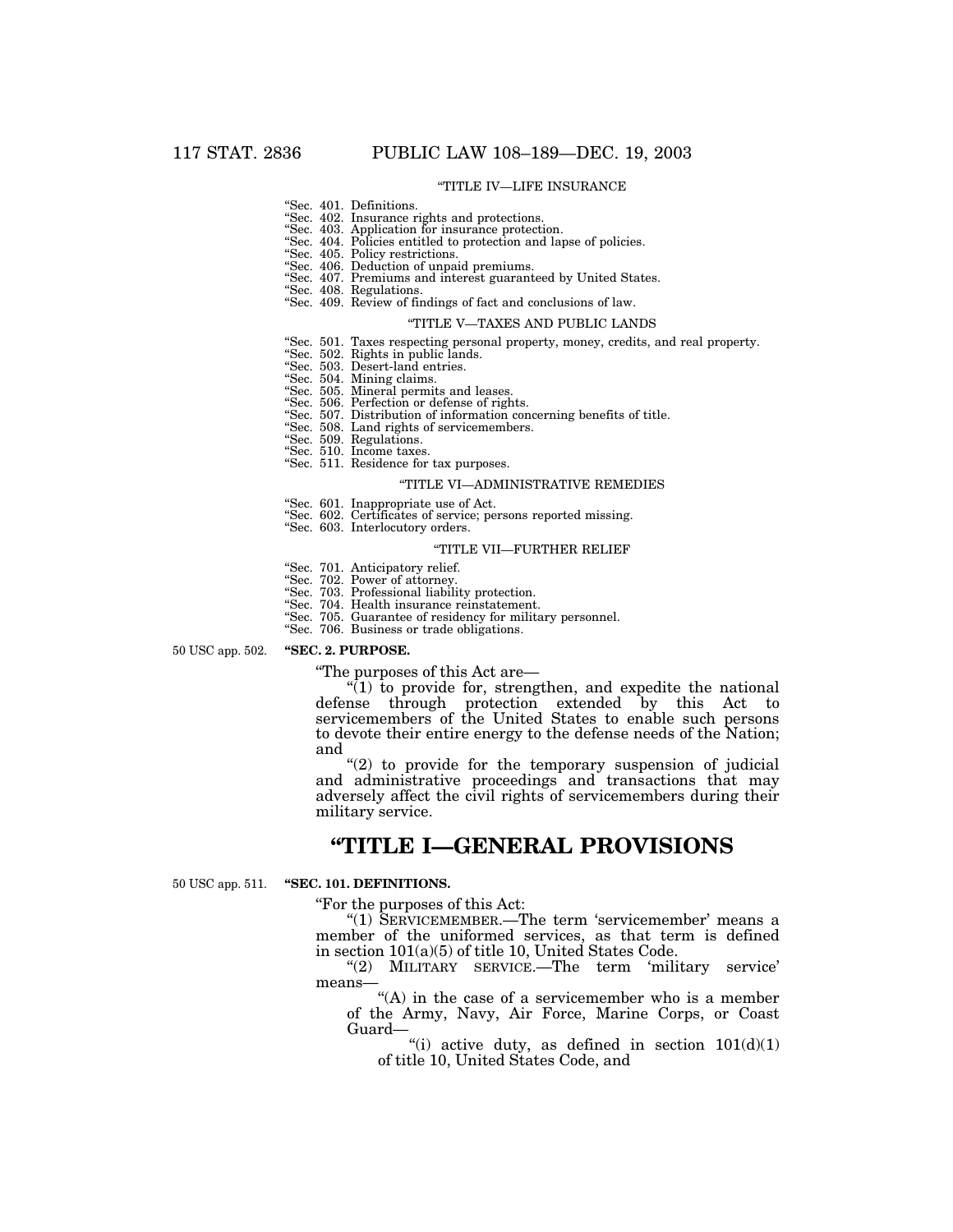"TITLE IV—LIFE INSURANCE

"Sec. 401. Definitions.
"Sec. 402. Insurance rights and protections.
"Sec. 403. Application for insurance protection.
"Sec. 404. Policies entitled to protection and lapse of policies.
"Sec. 405. Policy restrictions.
"Sec. 406. Deduction of unpaid premiums.
"Sec. 407. Premiums and interest guaranteed by United States.
"Sec. 408. Regulations.
"Sec. 409. Review of findings of fact and conclusions of law.

"TITLE V—TAXES AND PUBLIC LANDS

"Sec. 501. Taxes respecting personal property, money, credits, and real property.
"Sec. 502. Rights in public lands.
"Sec. 503. Desert-land entries.
"Sec. 504. Mining claims.
"Sec. 505. Mineral permits and leases.
"Sec. 506. Perfection or defense of rights.
"Sec. 507. Distribution of information concerning benefits of title.
"Sec. 508. Land rights of servicemembers.
"Sec. 509. Regulations.
"Sec. 510. Income taxes.
"Sec. 511. Residence for tax purposes.

"TITLE VI—ADMINISTRATIVE REMEDIES

"Sec. 601. Inappropriate use of Act.
"Sec. 602. Certificates of service; persons reported missing.
"Sec. 603. Interlocutory orders.

"TITLE VII—FURTHER RELIEF

"Sec. 701. Anticipatory relief.
"Sec. 702. Power of attorney.
"Sec. 703. Professional liability protection.
"Sec. 704. Health insurance reinstatement.
"Sec. 705. Guarantee of residency for military personnel.
"Sec. 706. Business or trade obligations.

50 USC app. 502.

**"SEC. 2. PURPOSE.**

"The purposes of this Act are—

"(1) to provide for, strengthen, and expedite the national defense through protection extended by this Act to servicemembers of the United States to enable such persons to devote their entire energy to the defense needs of the Nation; and

"(2) to provide for the temporary suspension of judicial and administrative proceedings and transactions that may adversely affect the civil rights of servicemembers during their military service.

# "TITLE I—GENERAL PROVISIONS

50 USC app. 511.

**"SEC. 101. DEFINITIONS.**

"For the purposes of this Act:

"(1) SERVICEMEMBER.—The term 'servicemember' means a member of the uniformed services, as that term is defined in section 101(a)(5) of title 10, United States Code.

"(2) MILITARY SERVICE.—The term 'military service' means—

"(A) in the case of a servicemember who is a member of the Army, Navy, Air Force, Marine Corps, or Coast Guard—

"(i) active duty, as defined in section 101(d)(1) of title 10, United States Code, and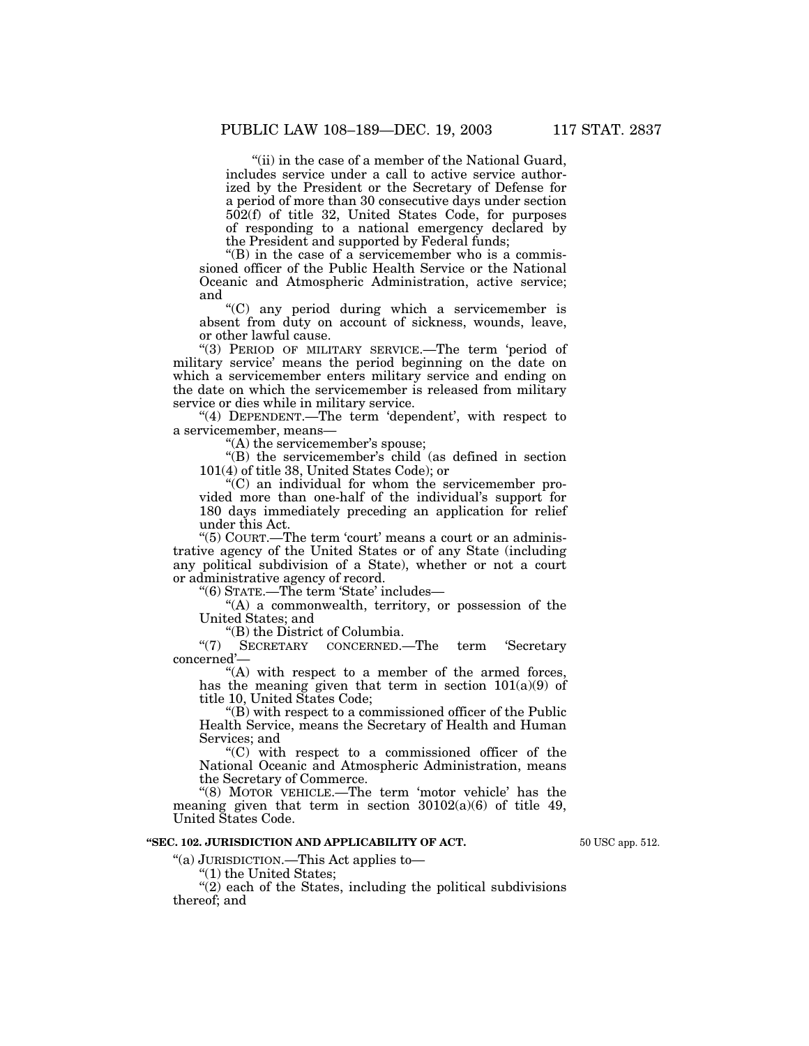"(ii) in the case of a member of the National Guard, includes service under a call to active service authorized by the President or the Secretary of Defense for a period of more than 30 consecutive days under section 502(f) of title 32, United States Code, for purposes of responding to a national emergency declared by the President and supported by Federal funds;

"(B) in the case of a servicemember who is a commissioned officer of the Public Health Service or the National Oceanic and Atmospheric Administration, active service; and

"(C) any period during which a servicemember is absent from duty on account of sickness, wounds, leave, or other lawful cause.

"(3) PERIOD OF MILITARY SERVICE.—The term 'period of military service' means the period beginning on the date on which a servicemember enters military service and ending on the date on which the servicemember is released from military service or dies while in military service.

"(4) DEPENDENT.—The term 'dependent', with respect to a servicemember, means—

"(A) the servicemember's spouse;

"(B) the servicemember's child (as defined in section 101(4) of title 38, United States Code); or

"(C) an individual for whom the servicemember provided more than one-half of the individual's support for 180 days immediately preceding an application for relief under this Act.

"(5) COURT.—The term 'court' means a court or an administrative agency of the United States or of any State (including any political subdivision of a State), whether or not a court or administrative agency of record.

"(6) STATE.—The term 'State' includes—

"(A) a commonwealth, territory, or possession of the United States; and

"(B) the District of Columbia.

"(7) SECRETARY CONCERNED.—The term 'Secretary concerned'—

"(A) with respect to a member of the armed forces, has the meaning given that term in section 101(a)(9) of title 10, United States Code;

"(B) with respect to a commissioned officer of the Public Health Service, means the Secretary of Health and Human Services; and

"(C) with respect to a commissioned officer of the National Oceanic and Atmospheric Administration, means the Secretary of Commerce.

"(8) MOTOR VEHICLE.—The term 'motor vehicle' has the meaning given that term in section 30102(a)(6) of title 49, United States Code.

**"SEC. 102. JURISDICTION AND APPLICABILITY OF ACT.**

50 USC app. 512.

"(a) JURISDICTION.—This Act applies to—

"(1) the United States;

"(2) each of the States, including the political subdivisions thereof; and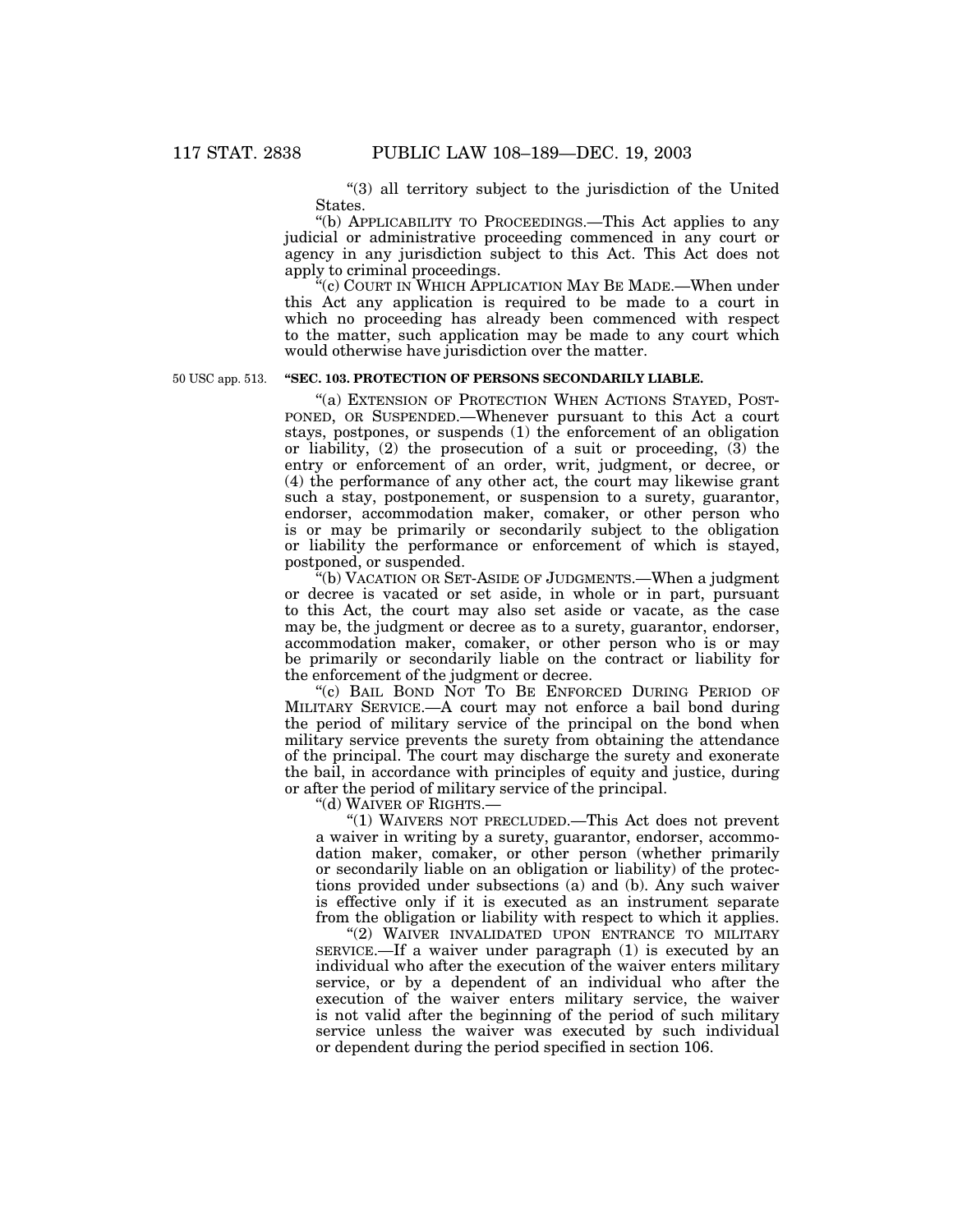"(3) all territory subject to the jurisdiction of the United States.

"(b) APPLICABILITY TO PROCEEDINGS.—This Act applies to any judicial or administrative proceeding commenced in any court or agency in any jurisdiction subject to this Act. This Act does not apply to criminal proceedings.

"(c) COURT IN WHICH APPLICATION MAY BE MADE.—When under this Act any application is required to be made to a court in which no proceeding has already been commenced with respect to the matter, such application may be made to any court which would otherwise have jurisdiction over the matter.

50 USC app. 513.

**"SEC. 103. PROTECTION OF PERSONS SECONDARILY LIABLE.**

"(a) EXTENSION OF PROTECTION WHEN ACTIONS STAYED, POSTPONED, OR SUSPENDED.—Whenever pursuant to this Act a court stays, postpones, or suspends (1) the enforcement of an obligation or liability, (2) the prosecution of a suit or proceeding, (3) the entry or enforcement of an order, writ, judgment, or decree, or (4) the performance of any other act, the court may likewise grant such a stay, postponement, or suspension to a surety, guarantor, endorser, accommodation maker, comaker, or other person who is or may be primarily or secondarily subject to the obligation or liability the performance or enforcement of which is stayed, postponed, or suspended.

"(b) VACATION OR SET-ASIDE OF JUDGMENTS.—When a judgment or decree is vacated or set aside, in whole or in part, pursuant to this Act, the court may also set aside or vacate, as the case may be, the judgment or decree as to a surety, guarantor, endorser, accommodation maker, comaker, or other person who is or may be primarily or secondarily liable on the contract or liability for the enforcement of the judgment or decree.

"(c) BAIL BOND NOT TO BE ENFORCED DURING PERIOD OF MILITARY SERVICE.—A court may not enforce a bail bond during the period of military service of the principal on the bond when military service prevents the surety from obtaining the attendance of the principal. The court may discharge the surety and exonerate the bail, in accordance with principles of equity and justice, during or after the period of military service of the principal.

"(d) WAIVER OF RIGHTS.—

"(1) WAIVERS NOT PRECLUDED.—This Act does not prevent a waiver in writing by a surety, guarantor, endorser, accommodation maker, comaker, or other person (whether primarily or secondarily liable on an obligation or liability) of the protections provided under subsections (a) and (b). Any such waiver is effective only if it is executed as an instrument separate from the obligation or liability with respect to which it applies.

"(2) WAIVER INVALIDATED UPON ENTRANCE TO MILITARY SERVICE.—If a waiver under paragraph (1) is executed by an individual who after the execution of the waiver enters military service, or by a dependent of an individual who after the execution of the waiver enters military service, the waiver is not valid after the beginning of the period of such military service unless the waiver was executed by such individual or dependent during the period specified in section 106.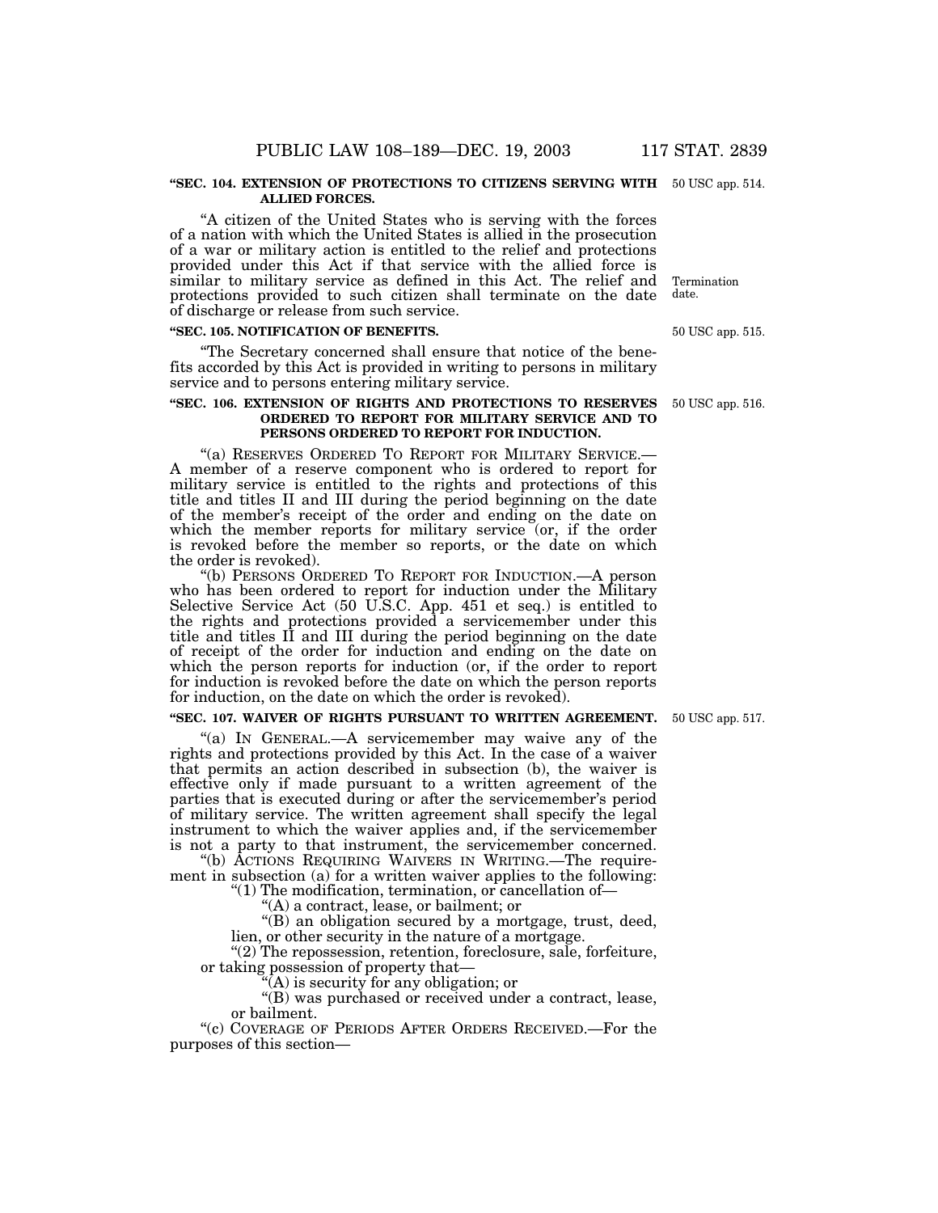**"SEC. 104. EXTENSION OF PROTECTIONS TO CITIZENS SERVING WITH ALLIED FORCES.**

50 USC app. 514.

"A citizen of the United States who is serving with the forces of a nation with which the United States is allied in the prosecution of a war or military action is entitled to the relief and protections provided under this Act if that service with the allied force is similar to military service as defined in this Act. The relief and protections provided to such citizen shall terminate on the date of discharge or release from such service.

Termination date.

**"SEC. 105. NOTIFICATION OF BENEFITS.**

50 USC app. 515.

"The Secretary concerned shall ensure that notice of the benefits accorded by this Act is provided in writing to persons in military service and to persons entering military service.

**"SEC. 106. EXTENSION OF RIGHTS AND PROTECTIONS TO RESERVES ORDERED TO REPORT FOR MILITARY SERVICE AND TO PERSONS ORDERED TO REPORT FOR INDUCTION.**

50 USC app. 516.

"(a) RESERVES ORDERED TO REPORT FOR MILITARY SERVICE.— A member of a reserve component who is ordered to report for military service is entitled to the rights and protections of this title and titles II and III during the period beginning on the date of the member's receipt of the order and ending on the date on which the member reports for military service (or, if the order is revoked before the member so reports, or the date on which the order is revoked).

"(b) PERSONS ORDERED TO REPORT FOR INDUCTION.—A person who has been ordered to report for induction under the Military Selective Service Act (50 U.S.C. App. 451 et seq.) is entitled to the rights and protections provided a servicemember under this title and titles II and III during the period beginning on the date of receipt of the order for induction and ending on the date on which the person reports for induction (or, if the order to report for induction is revoked before the date on which the person reports for induction, on the date on which the order is revoked).

**"SEC. 107. WAIVER OF RIGHTS PURSUANT TO WRITTEN AGREEMENT.**

50 USC app. 517.

"(a) IN GENERAL.—A servicemember may waive any of the rights and protections provided by this Act. In the case of a waiver that permits an action described in subsection (b), the waiver is effective only if made pursuant to a written agreement of the parties that is executed during or after the servicemember's period of military service. The written agreement shall specify the legal instrument to which the waiver applies and, if the servicemember is not a party to that instrument, the servicemember concerned.

"(b) ACTIONS REQUIRING WAIVERS IN WRITING.—The requirement in subsection (a) for a written waiver applies to the following:

"(1) The modification, termination, or cancellation of—

"(A) a contract, lease, or bailment; or

"(B) an obligation secured by a mortgage, trust, deed, lien, or other security in the nature of a mortgage.

"(2) The repossession, retention, foreclosure, sale, forfeiture, or taking possession of property that—

"(A) is security for any obligation; or

"(B) was purchased or received under a contract, lease, or bailment.

"(c) COVERAGE OF PERIODS AFTER ORDERS RECEIVED.—For the purposes of this section—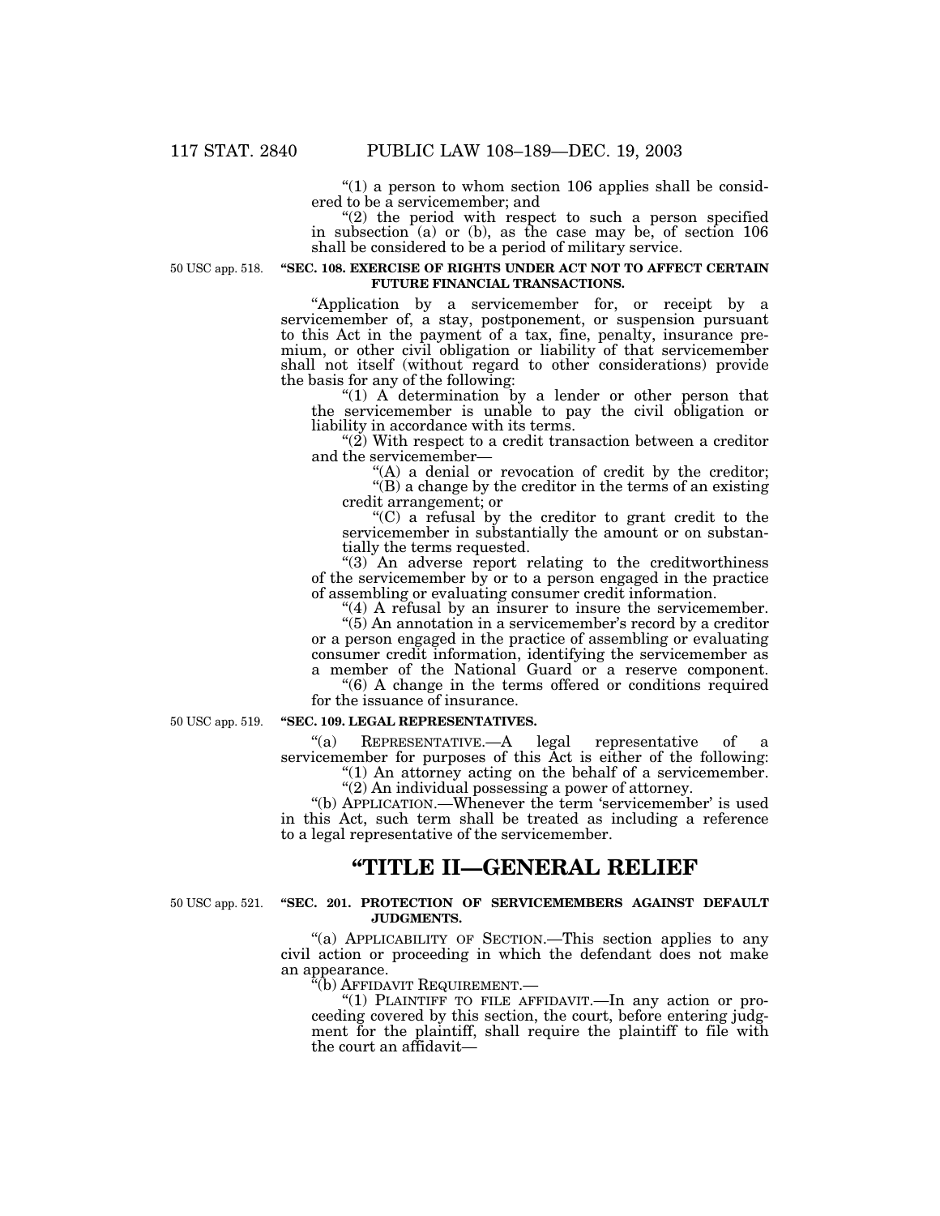"(1) a person to whom section 106 applies shall be considered to be a servicemember; and

"(2) the period with respect to such a person specified in subsection (a) or (b), as the case may be, of section 106 shall be considered to be a period of military service.

50 USC app. 518.

### "SEC. 108. EXERCISE OF RIGHTS UNDER ACT NOT TO AFFECT CERTAIN FUTURE FINANCIAL TRANSACTIONS.

"Application by a servicemember for, or receipt by a servicemember of, a stay, postponement, or suspension pursuant to this Act in the payment of a tax, fine, penalty, insurance premium, or other civil obligation or liability of that servicemember shall not itself (without regard to other considerations) provide the basis for any of the following:

"(1) A determination by a lender or other person that the servicemember is unable to pay the civil obligation or liability in accordance with its terms.

"(2) With respect to a credit transaction between a creditor and the servicemember—

"(A) a denial or revocation of credit by the creditor;

"(B) a change by the creditor in the terms of an existing credit arrangement; or

"(C) a refusal by the creditor to grant credit to the servicemember in substantially the amount or on substantially the terms requested.

"(3) An adverse report relating to the creditworthiness of the servicemember by or to a person engaged in the practice of assembling or evaluating consumer credit information.

"(4) A refusal by an insurer to insure the servicemember.

"(5) An annotation in a servicemember's record by a creditor or a person engaged in the practice of assembling or evaluating consumer credit information, identifying the servicemember as a member of the National Guard or a reserve component.

"(6) A change in the terms offered or conditions required for the issuance of insurance.

50 USC app. 519.

### "SEC. 109. LEGAL REPRESENTATIVES.

"(a) REPRESENTATIVE.—A legal representative of a servicemember for purposes of this Act is either of the following:

"(1) An attorney acting on the behalf of a servicemember.

"(2) An individual possessing a power of attorney.

"(b) APPLICATION.—Whenever the term 'servicemember' is used in this Act, such term shall be treated as including a reference to a legal representative of the servicemember.

## "TITLE II—GENERAL RELIEF

50 USC app. 521.

### "SEC. 201. PROTECTION OF SERVICEMEMBERS AGAINST DEFAULT JUDGMENTS.

"(a) APPLICABILITY OF SECTION.—This section applies to any civil action or proceeding in which the defendant does not make an appearance.

"(b) AFFIDAVIT REQUIREMENT.—

"(1) PLAINTIFF TO FILE AFFIDAVIT.—In any action or proceeding covered by this section, the court, before entering judgment for the plaintiff, shall require the plaintiff to file with the court an affidavit—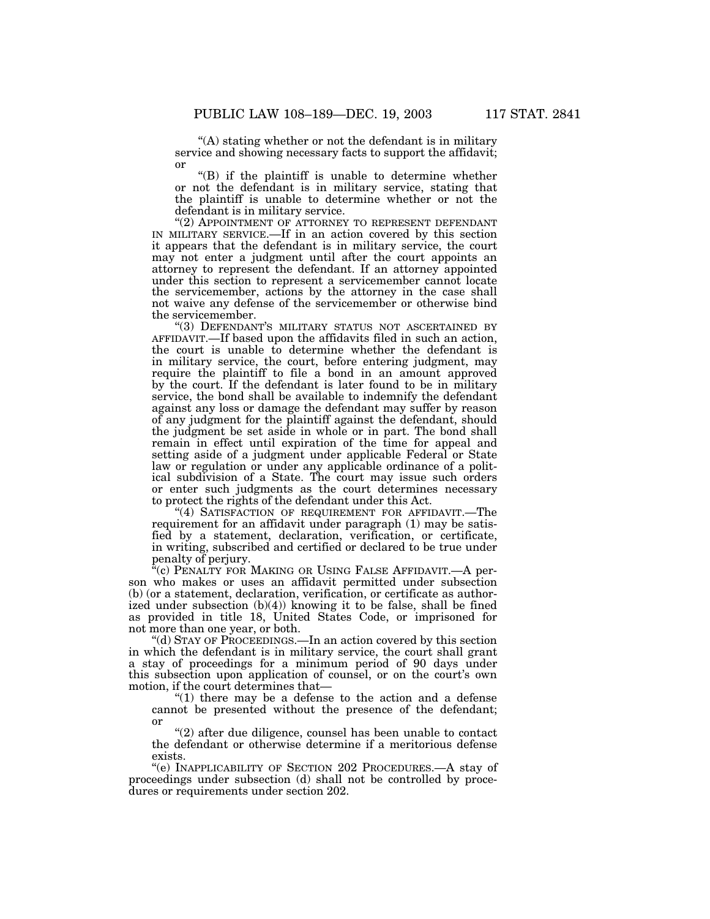"(A) stating whether or not the defendant is in military service and showing necessary facts to support the affidavit; or

"(B) if the plaintiff is unable to determine whether or not the defendant is in military service, stating that the plaintiff is unable to determine whether or not the defendant is in military service.

"(2) APPOINTMENT OF ATTORNEY TO REPRESENT DEFENDANT IN MILITARY SERVICE.—If in an action covered by this section it appears that the defendant is in military service, the court may not enter a judgment until after the court appoints an attorney to represent the defendant. If an attorney appointed under this section to represent a servicemember cannot locate the servicemember, actions by the attorney in the case shall not waive any defense of the servicemember or otherwise bind the servicemember.

"(3) DEFENDANT'S MILITARY STATUS NOT ASCERTAINED BY AFFIDAVIT.—If based upon the affidavits filed in such an action, the court is unable to determine whether the defendant is in military service, the court, before entering judgment, may require the plaintiff to file a bond in an amount approved by the court. If the defendant is later found to be in military service, the bond shall be available to indemnify the defendant against any loss or damage the defendant may suffer by reason of any judgment for the plaintiff against the defendant, should the judgment be set aside in whole or in part. The bond shall remain in effect until expiration of the time for appeal and setting aside of a judgment under applicable Federal or State law or regulation or under any applicable ordinance of a political subdivision of a State. The court may issue such orders or enter such judgments as the court determines necessary to protect the rights of the defendant under this Act.

"(4) SATISFACTION OF REQUIREMENT FOR AFFIDAVIT.—The requirement for an affidavit under paragraph (1) may be satisfied by a statement, declaration, verification, or certificate, in writing, subscribed and certified or declared to be true under penalty of perjury.

"(c) PENALTY FOR MAKING OR USING FALSE AFFIDAVIT.—A person who makes or uses an affidavit permitted under subsection (b) (or a statement, declaration, verification, or certificate as authorized under subsection (b)(4)) knowing it to be false, shall be fined as provided in title 18, United States Code, or imprisoned for not more than one year, or both.

"(d) STAY OF PROCEEDINGS.—In an action covered by this section in which the defendant is in military service, the court shall grant a stay of proceedings for a minimum period of 90 days under this subsection upon application of counsel, or on the court's own motion, if the court determines that—

"(1) there may be a defense to the action and a defense cannot be presented without the presence of the defendant; or

"(2) after due diligence, counsel has been unable to contact the defendant or otherwise determine if a meritorious defense exists.

"(e) INAPPLICABILITY OF SECTION 202 PROCEDURES.—A stay of proceedings under subsection (d) shall not be controlled by procedures or requirements under section 202.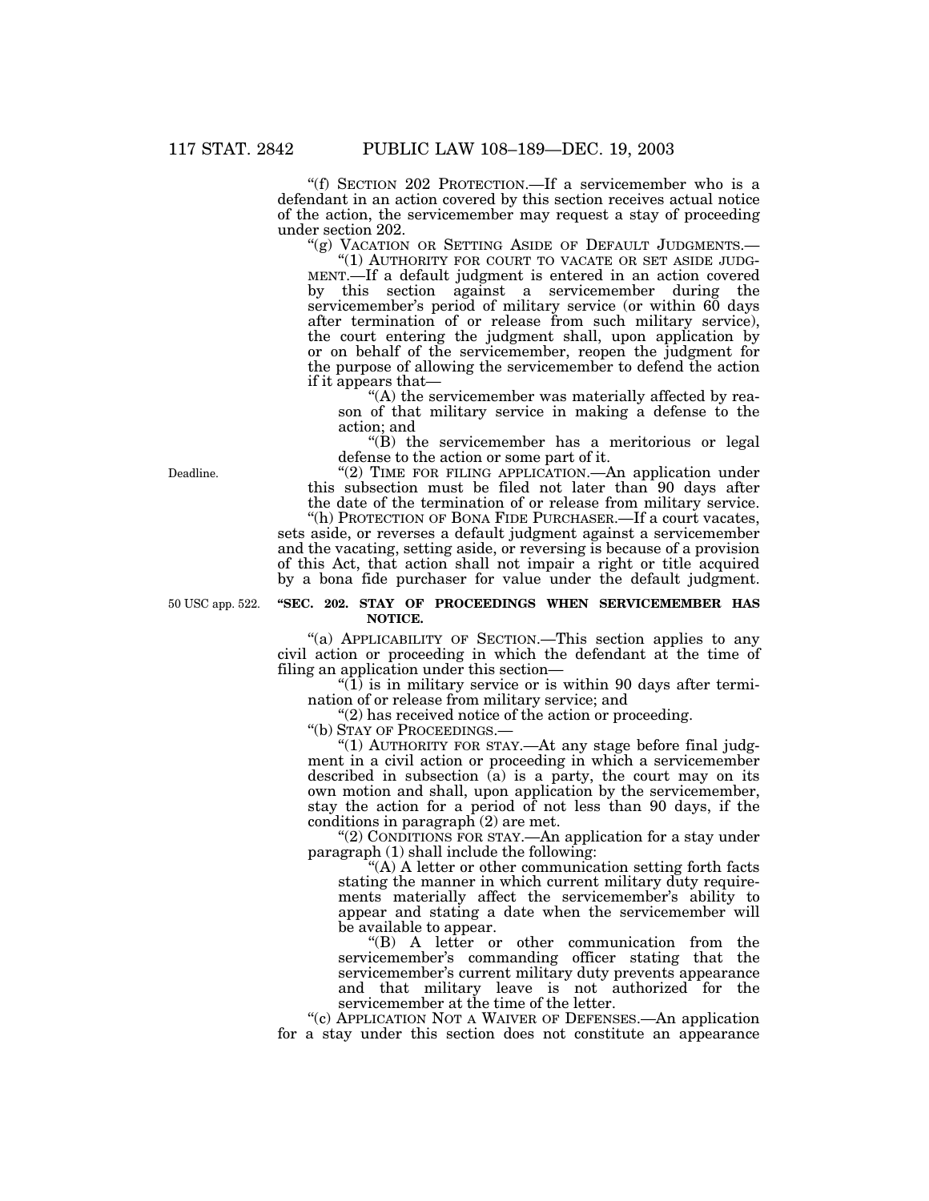"(f) SECTION 202 PROTECTION.—If a servicemember who is a defendant in an action covered by this section receives actual notice of the action, the servicemember may request a stay of proceeding under section 202.

"(g) VACATION OR SETTING ASIDE OF DEFAULT JUDGMENTS.—

"(1) AUTHORITY FOR COURT TO VACATE OR SET ASIDE JUDGMENT.—If a default judgment is entered in an action covered by this section against a servicemember during the servicemember's period of military service (or within 60 days after termination of or release from such military service), the court entering the judgment shall, upon application by or on behalf of the servicemember, reopen the judgment for the purpose of allowing the servicemember to defend the action if it appears that—

"(A) the servicemember was materially affected by reason of that military service in making a defense to the action; and

"(B) the servicemember has a meritorious or legal defense to the action or some part of it.

Deadline.

"(2) TIME FOR FILING APPLICATION.—An application under this subsection must be filed not later than 90 days after the date of the termination of or release from military service.

"(h) PROTECTION OF BONA FIDE PURCHASER.—If a court vacates, sets aside, or reverses a default judgment against a servicemember and the vacating, setting aside, or reversing is because of a provision of this Act, that action shall not impair a right or title acquired by a bona fide purchaser for value under the default judgment.

50 USC app. 522.

**"SEC. 202. STAY OF PROCEEDINGS WHEN SERVICEMEMBER HAS NOTICE.**

"(a) APPLICABILITY OF SECTION.—This section applies to any civil action or proceeding in which the defendant at the time of filing an application under this section—

"(1) is in military service or is within 90 days after termination of or release from military service; and

"(2) has received notice of the action or proceeding.

"(b) STAY OF PROCEEDINGS.—

"(1) AUTHORITY FOR STAY.—At any stage before final judgment in a civil action or proceeding in which a servicemember described in subsection (a) is a party, the court may on its own motion and shall, upon application by the servicemember, stay the action for a period of not less than 90 days, if the conditions in paragraph (2) are met.

"(2) CONDITIONS FOR STAY.—An application for a stay under paragraph (1) shall include the following:

"(A) A letter or other communication setting forth facts stating the manner in which current military duty requirements materially affect the servicemember's ability to appear and stating a date when the servicemember will be available to appear.

"(B) A letter or other communication from the servicemember's commanding officer stating that the servicemember's current military duty prevents appearance and that military leave is not authorized for the servicemember at the time of the letter.

"(c) APPLICATION NOT A WAIVER OF DEFENSES.—An application for a stay under this section does not constitute an appearance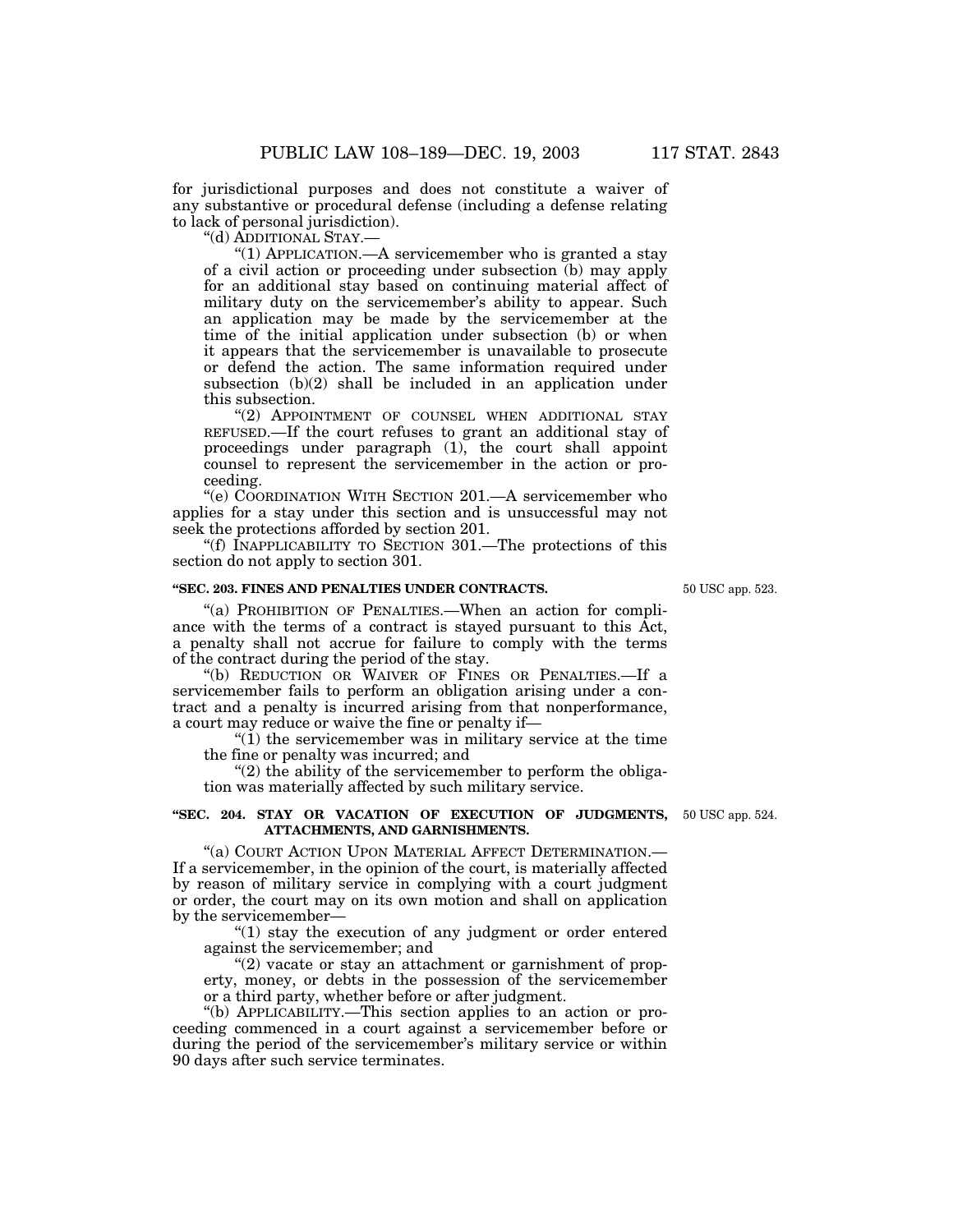for jurisdictional purposes and does not constitute a waiver of any substantive or procedural defense (including a defense relating to lack of personal jurisdiction).

"(d) ADDITIONAL STAY.—

"(1) APPLICATION.—A servicemember who is granted a stay of a civil action or proceeding under subsection (b) may apply for an additional stay based on continuing material affect of military duty on the servicemember's ability to appear. Such an application may be made by the servicemember at the time of the initial application under subsection (b) or when it appears that the servicemember is unavailable to prosecute or defend the action. The same information required under subsection (b)(2) shall be included in an application under this subsection.

"(2) APPOINTMENT OF COUNSEL WHEN ADDITIONAL STAY REFUSED.—If the court refuses to grant an additional stay of proceedings under paragraph (1), the court shall appoint counsel to represent the servicemember in the action or proceeding.

"(e) COORDINATION WITH SECTION 201.—A servicemember who applies for a stay under this section and is unsuccessful may not seek the protections afforded by section 201.

"(f) INAPPLICABILITY TO SECTION 301.—The protections of this section do not apply to section 301.

**"SEC. 203. FINES AND PENALTIES UNDER CONTRACTS.**

50 USC app. 523.

"(a) PROHIBITION OF PENALTIES.—When an action for compliance with the terms of a contract is stayed pursuant to this Act, a penalty shall not accrue for failure to comply with the terms of the contract during the period of the stay.

"(b) REDUCTION OR WAIVER OF FINES OR PENALTIES.—If a servicemember fails to perform an obligation arising under a contract and a penalty is incurred arising from that nonperformance, a court may reduce or waive the fine or penalty if—

"(1) the servicemember was in military service at the time the fine or penalty was incurred; and

"(2) the ability of the servicemember to perform the obligation was materially affected by such military service.

**"SEC. 204. STAY OR VACATION OF EXECUTION OF JUDGMENTS, ATTACHMENTS, AND GARNISHMENTS.**

50 USC app. 524.

"(a) COURT ACTION UPON MATERIAL AFFECT DETERMINATION.—If a servicemember, in the opinion of the court, is materially affected by reason of military service in complying with a court judgment or order, the court may on its own motion and shall on application by the servicemember—

"(1) stay the execution of any judgment or order entered against the servicemember; and

"(2) vacate or stay an attachment or garnishment of property, money, or debts in the possession of the servicemember or a third party, whether before or after judgment.

"(b) APPLICABILITY.—This section applies to an action or proceeding commenced in a court against a servicemember before or during the period of the servicemember's military service or within 90 days after such service terminates.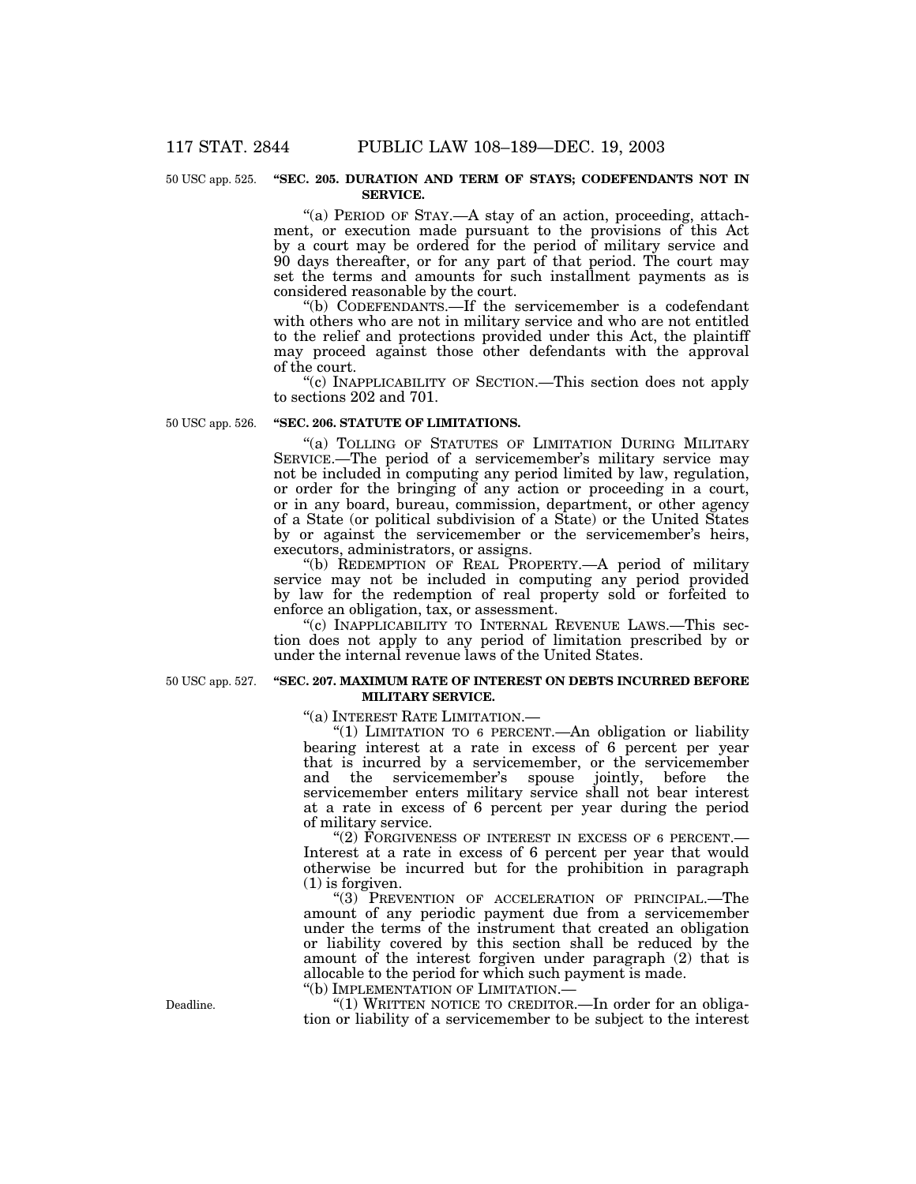50 USC app. 525.

**"SEC. 205. DURATION AND TERM OF STAYS; CODEFENDANTS NOT IN SERVICE.**

"(a) PERIOD OF STAY.—A stay of an action, proceeding, attachment, or execution made pursuant to the provisions of this Act by a court may be ordered for the period of military service and 90 days thereafter, or for any part of that period. The court may set the terms and amounts for such installment payments as is considered reasonable by the court.

"(b) CODEFENDANTS.—If the servicemember is a codefendant with others who are not in military service and who are not entitled to the relief and protections provided under this Act, the plaintiff may proceed against those other defendants with the approval of the court.

"(c) INAPPLICABILITY OF SECTION.—This section does not apply to sections 202 and 701.

50 USC app. 526.

**"SEC. 206. STATUTE OF LIMITATIONS.**

"(a) TOLLING OF STATUTES OF LIMITATION DURING MILITARY SERVICE.—The period of a servicemember's military service may not be included in computing any period limited by law, regulation, or order for the bringing of any action or proceeding in a court, or in any board, bureau, commission, department, or other agency of a State (or political subdivision of a State) or the United States by or against the servicemember or the servicemember's heirs, executors, administrators, or assigns.

"(b) REDEMPTION OF REAL PROPERTY.—A period of military service may not be included in computing any period provided by law for the redemption of real property sold or forfeited to enforce an obligation, tax, or assessment.

"(c) INAPPLICABILITY TO INTERNAL REVENUE LAWS.—This section does not apply to any period of limitation prescribed by or under the internal revenue laws of the United States.

50 USC app. 527.

**"SEC. 207. MAXIMUM RATE OF INTEREST ON DEBTS INCURRED BEFORE MILITARY SERVICE.**

"(a) INTEREST RATE LIMITATION.—

"(1) LIMITATION TO 6 PERCENT.—An obligation or liability bearing interest at a rate in excess of 6 percent per year that is incurred by a servicemember, or the servicemember and the servicemember's spouse jointly, before the servicemember enters military service shall not bear interest at a rate in excess of 6 percent per year during the period of military service.

"(2) FORGIVENESS OF INTEREST IN EXCESS OF 6 PERCENT.—Interest at a rate in excess of 6 percent per year that would otherwise be incurred but for the prohibition in paragraph (1) is forgiven.

"(3) PREVENTION OF ACCELERATION OF PRINCIPAL.—The amount of any periodic payment due from a servicemember under the terms of the instrument that created an obligation or liability covered by this section shall be reduced by the amount of the interest forgiven under paragraph (2) that is allocable to the period for which such payment is made.

"(b) IMPLEMENTATION OF LIMITATION.—

Deadline.

"(1) WRITTEN NOTICE TO CREDITOR.—In order for an obligation or liability of a servicemember to be subject to the interest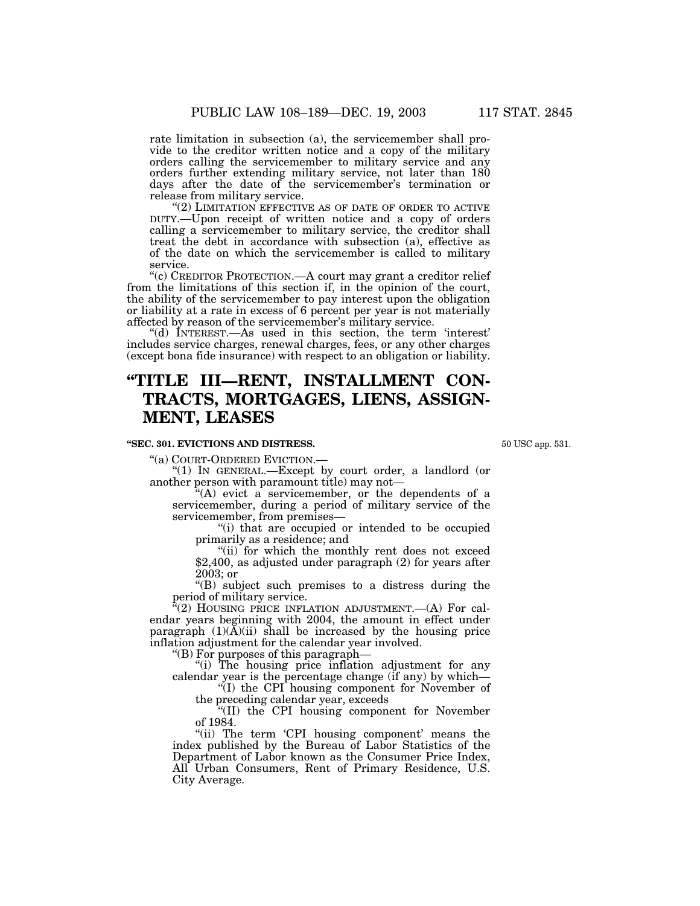rate limitation in subsection (a), the servicemember shall provide to the creditor written notice and a copy of the military orders calling the servicemember to military service and any orders further extending military service, not later than 180 days after the date of the servicemember's termination or release from military service.

"(2) LIMITATION EFFECTIVE AS OF DATE OF ORDER TO ACTIVE DUTY.—Upon receipt of written notice and a copy of orders calling a servicemember to military service, the creditor shall treat the debt in accordance with subsection (a), effective as of the date on which the servicemember is called to military service.

"(c) CREDITOR PROTECTION.—A court may grant a creditor relief from the limitations of this section if, in the opinion of the court, the ability of the servicemember to pay interest upon the obligation or liability at a rate in excess of 6 percent per year is not materially affected by reason of the servicemember's military service.

"(d) INTEREST.—As used in this section, the term 'interest' includes service charges, renewal charges, fees, or any other charges (except bona fide insurance) with respect to an obligation or liability.

# "TITLE III—RENT, INSTALLMENT CONTRACTS, MORTGAGES, LIENS, ASSIGNMENT, LEASES

### "SEC. 301. EVICTIONS AND DISTRESS.

50 USC app. 531.

"(a) COURT-ORDERED EVICTION.—

"(1) IN GENERAL.—Except by court order, a landlord (or another person with paramount title) may not—

"(A) evict a servicemember, or the dependents of a servicemember, during a period of military service of the servicemember, from premises—

"(i) that are occupied or intended to be occupied primarily as a residence; and

"(ii) for which the monthly rent does not exceed $2,400, as adjusted under paragraph (2) for years after 2003; or

"(B) subject such premises to a distress during the period of military service.

"(2) HOUSING PRICE INFLATION ADJUSTMENT.—(A) For calendar years beginning with 2004, the amount in effect under paragraph (1)(A)(ii) shall be increased by the housing price inflation adjustment for the calendar year involved.

"(B) For purposes of this paragraph—

"(i) The housing price inflation adjustment for any calendar year is the percentage change (if any) by which—

"(I) the CPI housing component for November of the preceding calendar year, exceeds

"(II) the CPI housing component for November of 1984.

"(ii) The term 'CPI housing component' means the index published by the Bureau of Labor Statistics of the Department of Labor known as the Consumer Price Index, All Urban Consumers, Rent of Primary Residence, U.S. City Average.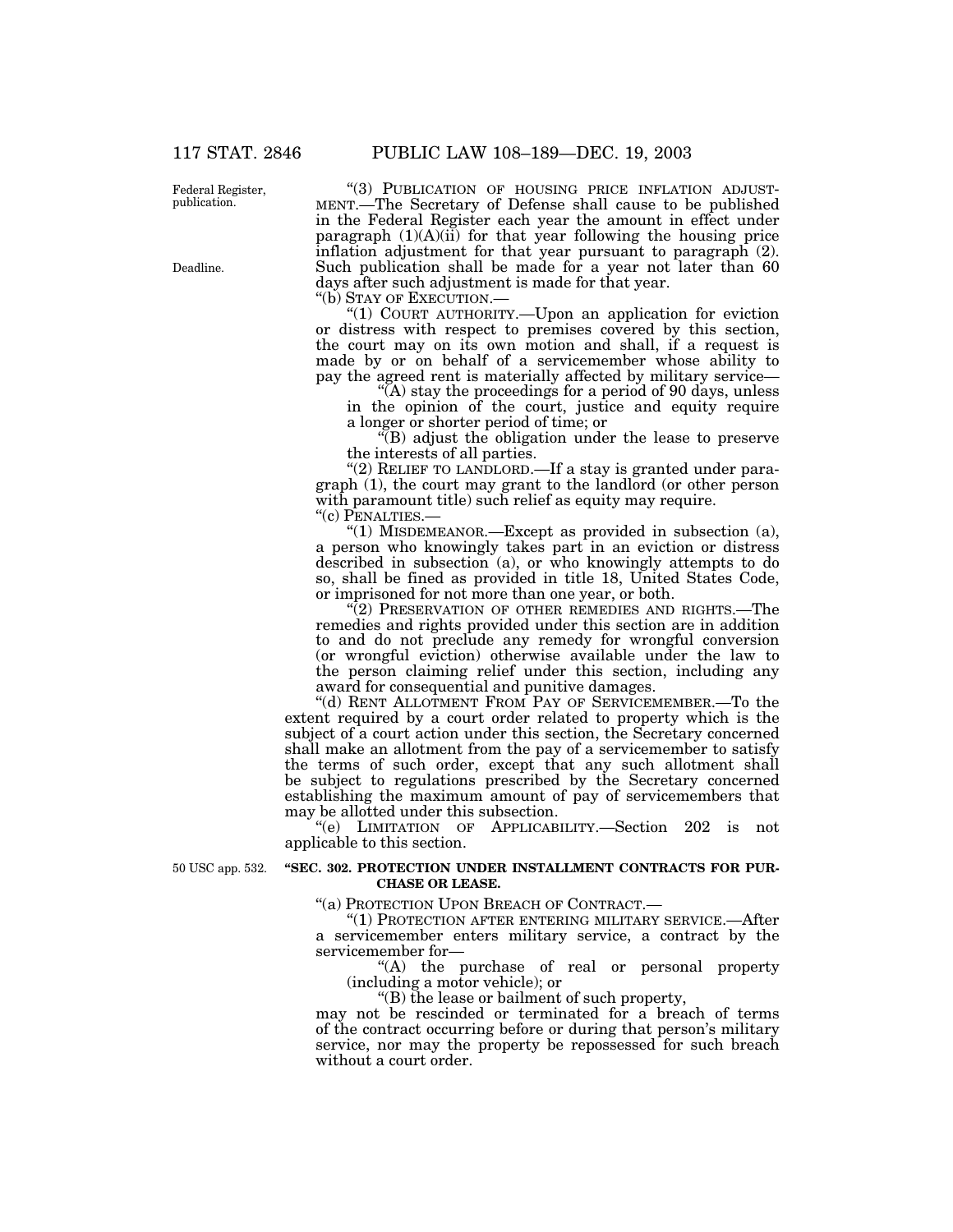Federal Register, publication.

"(3) PUBLICATION OF HOUSING PRICE INFLATION ADJUSTMENT.—The Secretary of Defense shall cause to be published in the Federal Register each year the amount in effect under paragraph (1)(A)(ii) for that year following the housing price inflation adjustment for that year pursuant to paragraph (2). Such publication shall be made for a year not later than 60 days after such adjustment is made for that year.

Deadline.

"(b) STAY OF EXECUTION.—

"(1) COURT AUTHORITY.—Upon an application for eviction or distress with respect to premises covered by this section, the court may on its own motion and shall, if a request is made by or on behalf of a servicemember whose ability to pay the agreed rent is materially affected by military service—

"(A) stay the proceedings for a period of 90 days, unless in the opinion of the court, justice and equity require a longer or shorter period of time; or

"(B) adjust the obligation under the lease to preserve the interests of all parties.

"(2) RELIEF TO LANDLORD.—If a stay is granted under paragraph (1), the court may grant to the landlord (or other person with paramount title) such relief as equity may require.

"(c) PENALTIES.—

"(1) MISDEMEANOR.—Except as provided in subsection (a), a person who knowingly takes part in an eviction or distress described in subsection (a), or who knowingly attempts to do so, shall be fined as provided in title 18, United States Code, or imprisoned for not more than one year, or both.

"(2) PRESERVATION OF OTHER REMEDIES AND RIGHTS.—The remedies and rights provided under this section are in addition to and do not preclude any remedy for wrongful conversion (or wrongful eviction) otherwise available under the law to the person claiming relief under this section, including any award for consequential and punitive damages.

"(d) RENT ALLOTMENT FROM PAY OF SERVICEMEMBER.—To the extent required by a court order related to property which is the subject of a court action under this section, the Secretary concerned shall make an allotment from the pay of a servicemember to satisfy the terms of such order, except that any such allotment shall be subject to regulations prescribed by the Secretary concerned establishing the maximum amount of pay of servicemembers that may be allotted under this subsection.

"(e) LIMITATION OF APPLICABILITY.—Section 202 is not applicable to this section.

50 USC app. 532.

**"SEC. 302. PROTECTION UNDER INSTALLMENT CONTRACTS FOR PURCHASE OR LEASE.**

"(a) PROTECTION UPON BREACH OF CONTRACT.—

"(1) PROTECTION AFTER ENTERING MILITARY SERVICE.—After a servicemember enters military service, a contract by the servicemember for—

"(A) the purchase of real or personal property (including a motor vehicle); or

"(B) the lease or bailment of such property,

may not be rescinded or terminated for a breach of terms of the contract occurring before or during that person's military service, nor may the property be repossessed for such breach without a court order.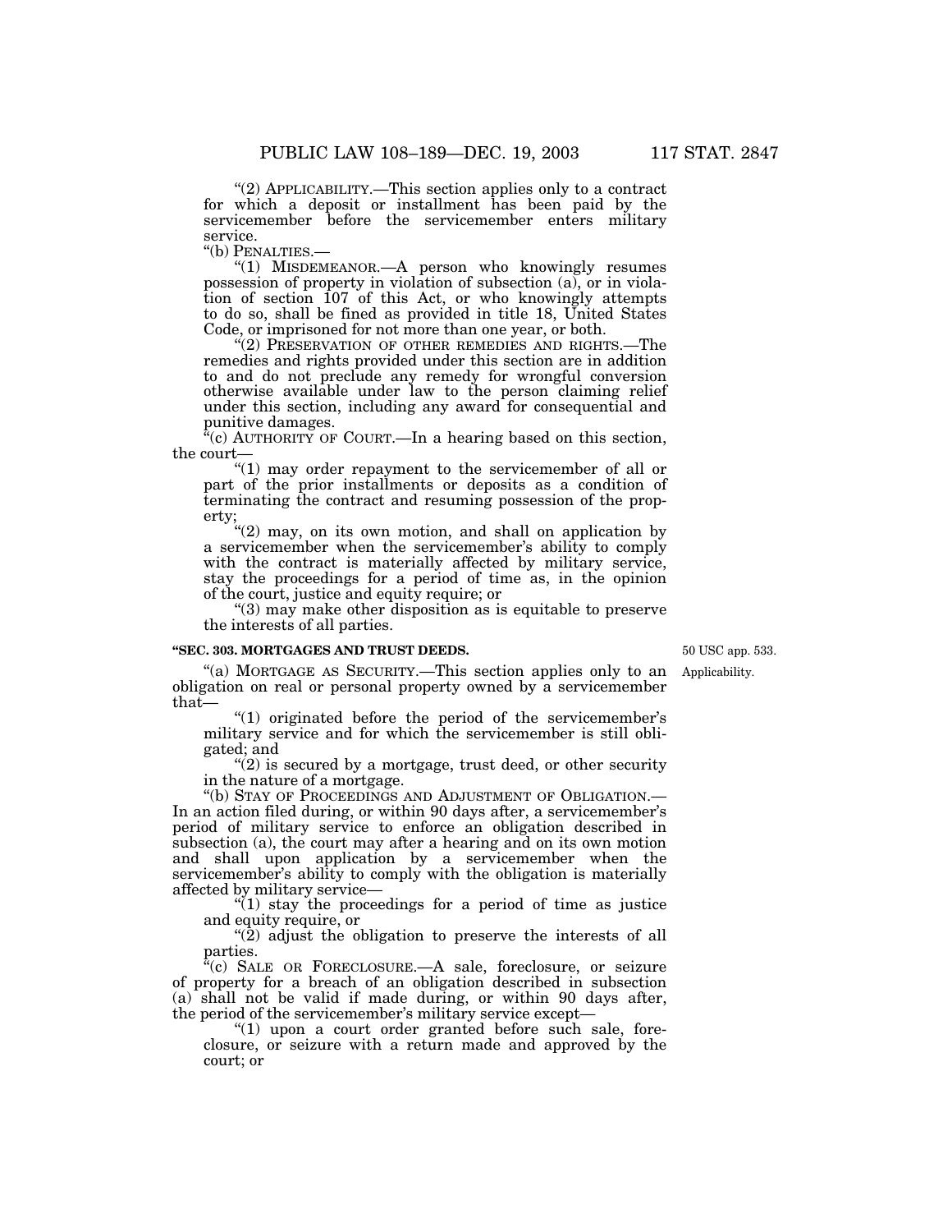"(2) APPLICABILITY.—This section applies only to a contract for which a deposit or installment has been paid by the servicemember before the servicemember enters military service.

"(b) PENALTIES.—

"(1) MISDEMEANOR.—A person who knowingly resumes possession of property in violation of subsection (a), or in violation of section 107 of this Act, or who knowingly attempts to do so, shall be fined as provided in title 18, United States Code, or imprisoned for not more than one year, or both.

"(2) PRESERVATION OF OTHER REMEDIES AND RIGHTS.—The remedies and rights provided under this section are in addition to and do not preclude any remedy for wrongful conversion otherwise available under law to the person claiming relief under this section, including any award for consequential and punitive damages.

"(c) AUTHORITY OF COURT.—In a hearing based on this section, the court—

"(1) may order repayment to the servicemember of all or part of the prior installments or deposits as a condition of terminating the contract and resuming possession of the property;

"(2) may, on its own motion, and shall on application by a servicemember when the servicemember's ability to comply with the contract is materially affected by military service, stay the proceedings for a period of time as, in the opinion of the court, justice and equity require; or

"(3) may make other disposition as is equitable to preserve the interests of all parties.

**"SEC. 303. MORTGAGES AND TRUST DEEDS.**

50 USC app. 533.

Applicability.

"(a) MORTGAGE AS SECURITY.—This section applies only to an obligation on real or personal property owned by a servicemember that—

"(1) originated before the period of the servicemember's military service and for which the servicemember is still obligated; and

"(2) is secured by a mortgage, trust deed, or other security in the nature of a mortgage.

"(b) STAY OF PROCEEDINGS AND ADJUSTMENT OF OBLIGATION.—In an action filed during, or within 90 days after, a servicemember's period of military service to enforce an obligation described in subsection (a), the court may after a hearing and on its own motion and shall upon application by a servicemember when the servicemember's ability to comply with the obligation is materially affected by military service—

"(1) stay the proceedings for a period of time as justice and equity require, or

"(2) adjust the obligation to preserve the interests of all parties.

"(c) SALE OR FORECLOSURE.—A sale, foreclosure, or seizure of property for a breach of an obligation described in subsection (a) shall not be valid if made during, or within 90 days after, the period of the servicemember's military service except—

"(1) upon a court order granted before such sale, foreclosure, or seizure with a return made and approved by the court; or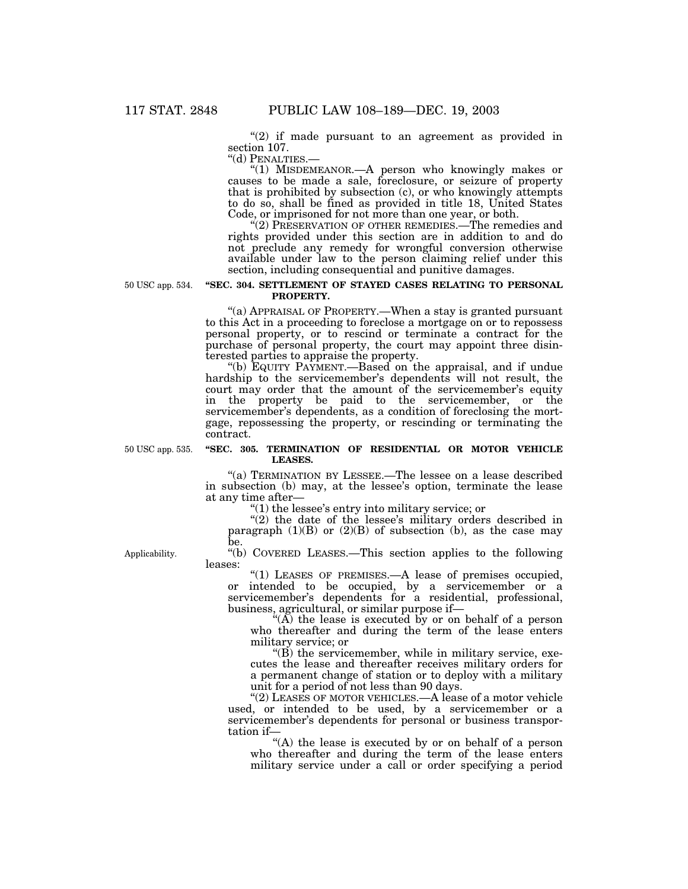"(2) if made pursuant to an agreement as provided in section 107.

"(d) PENALTIES.—

"(1) MISDEMEANOR.—A person who knowingly makes or causes to be made a sale, foreclosure, or seizure of property that is prohibited by subsection (c), or who knowingly attempts to do so, shall be fined as provided in title 18, United States Code, or imprisoned for not more than one year, or both.

"(2) PRESERVATION OF OTHER REMEDIES.—The remedies and rights provided under this section are in addition to and do not preclude any remedy for wrongful conversion otherwise available under law to the person claiming relief under this section, including consequential and punitive damages.

50 USC app. 534.

**"SEC. 304. SETTLEMENT OF STAYED CASES RELATING TO PERSONAL PROPERTY.**

"(a) APPRAISAL OF PROPERTY.—When a stay is granted pursuant to this Act in a proceeding to foreclose a mortgage on or to repossess personal property, or to rescind or terminate a contract for the purchase of personal property, the court may appoint three disinterested parties to appraise the property.

"(b) EQUITY PAYMENT.—Based on the appraisal, and if undue hardship to the servicemember's dependents will not result, the court may order that the amount of the servicemember's equity in the property be paid to the servicemember, or the servicemember's dependents, as a condition of foreclosing the mortgage, repossessing the property, or rescinding or terminating the contract.

50 USC app. 535.

**"SEC. 305. TERMINATION OF RESIDENTIAL OR MOTOR VEHICLE LEASES.**

"(a) TERMINATION BY LESSEE.—The lessee on a lease described in subsection (b) may, at the lessee's option, terminate the lease at any time after—

"(1) the lessee's entry into military service; or

"(2) the date of the lessee's military orders described in paragraph (1)(B) or (2)(B) of subsection (b), as the case may be.

Applicability.

"(b) COVERED LEASES.—This section applies to the following leases:

"(1) LEASES OF PREMISES.—A lease of premises occupied, or intended to be occupied, by a servicemember or a servicemember's dependents for a residential, professional, business, agricultural, or similar purpose if—

"(A) the lease is executed by or on behalf of a person who thereafter and during the term of the lease enters military service; or

"(B) the servicemember, while in military service, executes the lease and thereafter receives military orders for a permanent change of station or to deploy with a military unit for a period of not less than 90 days.

"(2) LEASES OF MOTOR VEHICLES.—A lease of a motor vehicle used, or intended to be used, by a servicemember or a servicemember's dependents for personal or business transportation if—

"(A) the lease is executed by or on behalf of a person who thereafter and during the term of the lease enters military service under a call or order specifying a period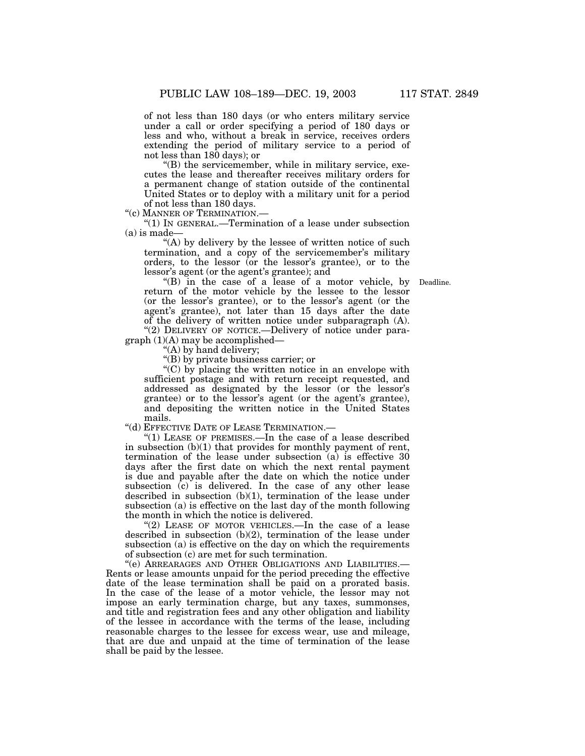of not less than 180 days (or who enters military service under a call or order specifying a period of 180 days or less and who, without a break in service, receives orders extending the period of military service to a period of not less than 180 days); or

"(B) the servicemember, while in military service, executes the lease and thereafter receives military orders for a permanent change of station outside of the continental United States or to deploy with a military unit for a period of not less than 180 days.

"(c) MANNER OF TERMINATION.—

"(1) IN GENERAL.—Termination of a lease under subsection (a) is made—

"(A) by delivery by the lessee of written notice of such termination, and a copy of the servicemember's military orders, to the lessor (or the lessor's grantee), or to the lessor's agent (or the agent's grantee); and

"(B) in the case of a lease of a motor vehicle, by return of the motor vehicle by the lessee to the lessor (or the lessor's grantee), or to the lessor's agent (or the agent's grantee), not later than 15 days after the date of the delivery of written notice under subparagraph (A).

Deadline.

"(2) DELIVERY OF NOTICE.—Delivery of notice under paragraph (1)(A) may be accomplished—

"(A) by hand delivery;

"(B) by private business carrier; or

"(C) by placing the written notice in an envelope with sufficient postage and with return receipt requested, and addressed as designated by the lessor (or the lessor's grantee) or to the lessor's agent (or the agent's grantee), and depositing the written notice in the United States mails.

"(d) EFFECTIVE DATE OF LEASE TERMINATION.—

"(1) LEASE OF PREMISES.—In the case of a lease described in subsection (b)(1) that provides for monthly payment of rent, termination of the lease under subsection (a) is effective 30 days after the first date on which the next rental payment is due and payable after the date on which the notice under subsection (c) is delivered. In the case of any other lease described in subsection (b)(1), termination of the lease under subsection (a) is effective on the last day of the month following the month in which the notice is delivered.

"(2) LEASE OF MOTOR VEHICLES.—In the case of a lease described in subsection (b)(2), termination of the lease under subsection (a) is effective on the day on which the requirements of subsection (c) are met for such termination.

"(e) ARREARAGES AND OTHER OBLIGATIONS AND LIABILITIES.—Rents or lease amounts unpaid for the period preceding the effective date of the lease termination shall be paid on a prorated basis. In the case of the lease of a motor vehicle, the lessor may not impose an early termination charge, but any taxes, summonses, and title and registration fees and any other obligation and liability of the lessee in accordance with the terms of the lease, including reasonable charges to the lessee for excess wear, use and mileage, that are due and unpaid at the time of termination of the lease shall be paid by the lessee.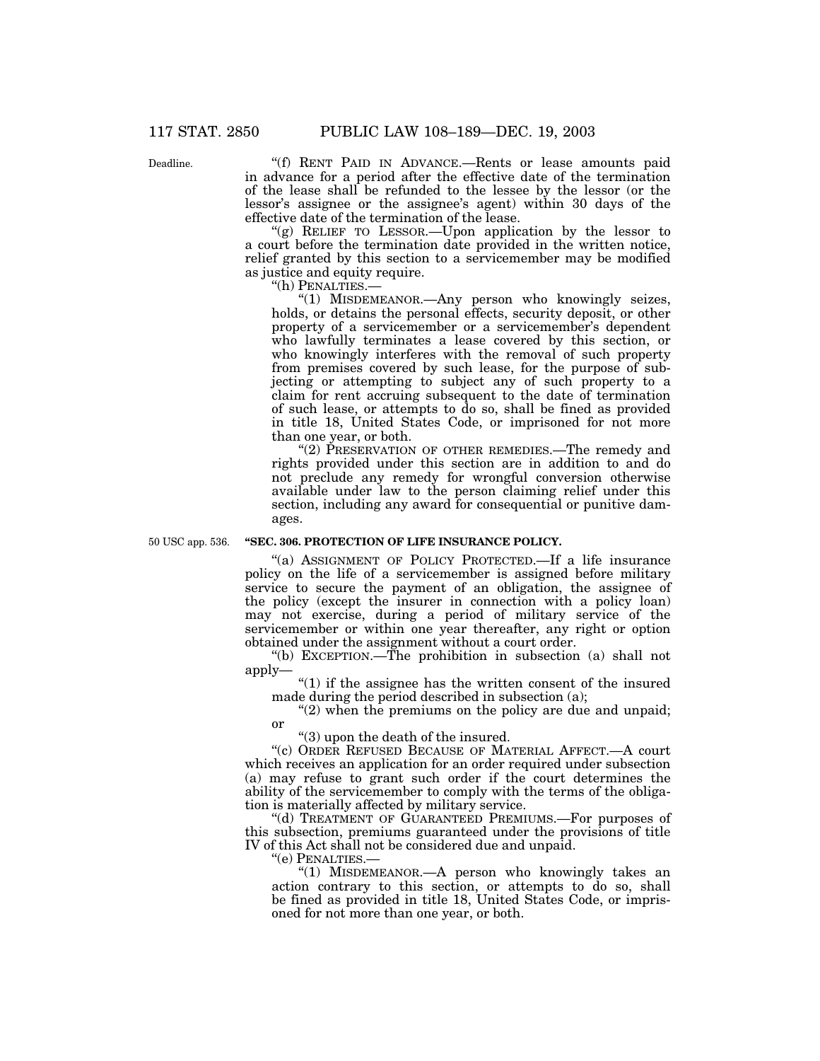Deadline.

"(f) RENT PAID IN ADVANCE.—Rents or lease amounts paid in advance for a period after the effective date of the termination of the lease shall be refunded to the lessee by the lessor (or the lessor's assignee or the assignee's agent) within 30 days of the effective date of the termination of the lease.

"(g) RELIEF TO LESSOR.—Upon application by the lessor to a court before the termination date provided in the written notice, relief granted by this section to a servicemember may be modified as justice and equity require.

"(h) PENALTIES.—

"(1) MISDEMEANOR.—Any person who knowingly seizes, holds, or detains the personal effects, security deposit, or other property of a servicemember or a servicemember's dependent who lawfully terminates a lease covered by this section, or who knowingly interferes with the removal of such property from premises covered by such lease, for the purpose of subjecting or attempting to subject any of such property to a claim for rent accruing subsequent to the date of termination of such lease, or attempts to do so, shall be fined as provided in title 18, United States Code, or imprisoned for not more than one year, or both.

"(2) PRESERVATION OF OTHER REMEDIES.—The remedy and rights provided under this section are in addition to and do not preclude any remedy for wrongful conversion otherwise available under law to the person claiming relief under this section, including any award for consequential or punitive damages.

50 USC app. 536.

**"SEC. 306. PROTECTION OF LIFE INSURANCE POLICY.**

"(a) ASSIGNMENT OF POLICY PROTECTED.—If a life insurance policy on the life of a servicemember is assigned before military service to secure the payment of an obligation, the assignee of the policy (except the insurer in connection with a policy loan) may not exercise, during a period of military service of the servicemember or within one year thereafter, any right or option obtained under the assignment without a court order.

"(b) EXCEPTION.—The prohibition in subsection (a) shall not apply—

"(1) if the assignee has the written consent of the insured made during the period described in subsection (a);

"(2) when the premiums on the policy are due and unpaid; or

"(3) upon the death of the insured.

"(c) ORDER REFUSED BECAUSE OF MATERIAL AFFECT.—A court which receives an application for an order required under subsection (a) may refuse to grant such order if the court determines the ability of the servicemember to comply with the terms of the obligation is materially affected by military service.

"(d) TREATMENT OF GUARANTEED PREMIUMS.—For purposes of this subsection, premiums guaranteed under the provisions of title IV of this Act shall not be considered due and unpaid.

"(e) PENALTIES.—

"(1) MISDEMEANOR.—A person who knowingly takes an action contrary to this section, or attempts to do so, shall be fined as provided in title 18, United States Code, or imprisoned for not more than one year, or both.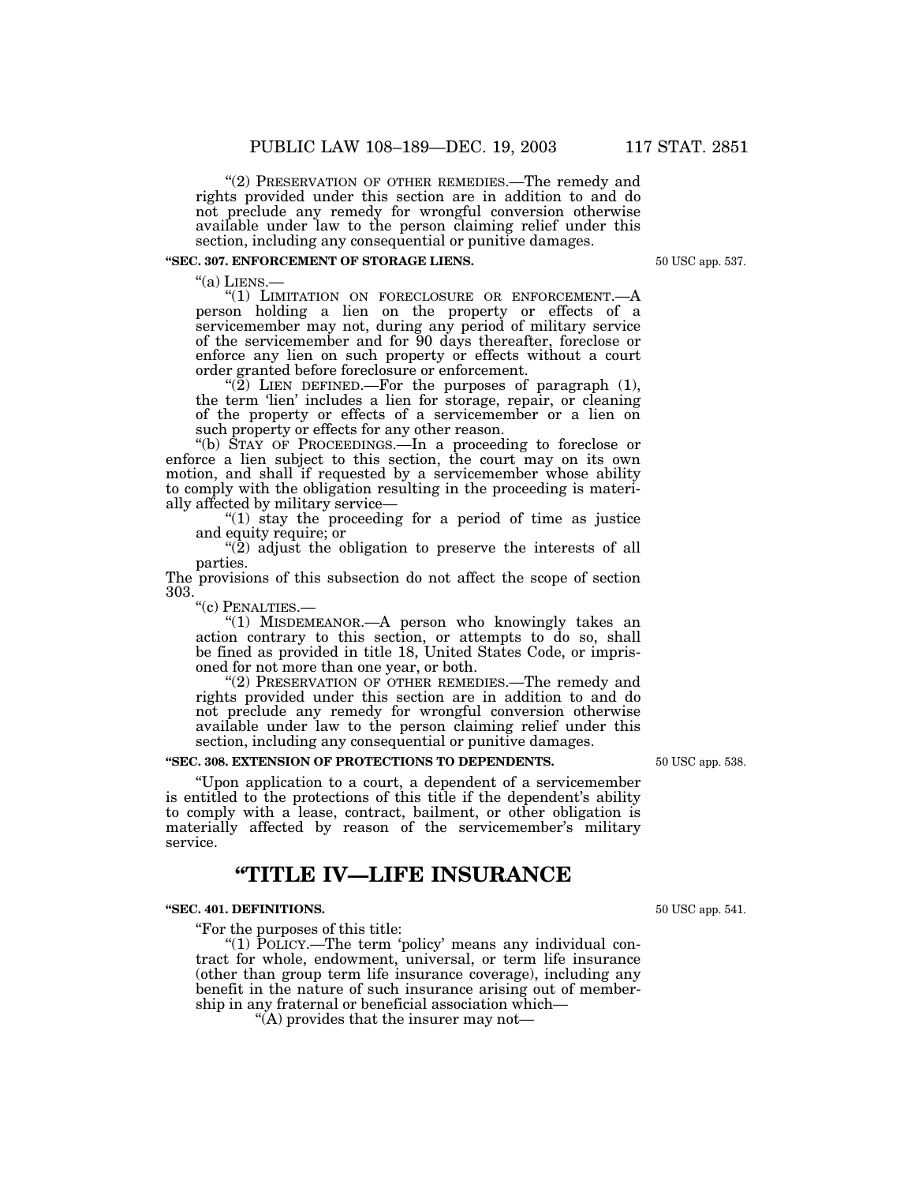"(2) PRESERVATION OF OTHER REMEDIES.—The remedy and rights provided under this section are in addition to and do not preclude any remedy for wrongful conversion otherwise available under law to the person claiming relief under this section, including any consequential or punitive damages.

**"SEC. 307. ENFORCEMENT OF STORAGE LIENS.**

50 USC app. 537.

"(a) LIENS.—

"(1) LIMITATION ON FORECLOSURE OR ENFORCEMENT.—A person holding a lien on the property or effects of a servicemember may not, during any period of military service of the servicemember and for 90 days thereafter, foreclose or enforce any lien on such property or effects without a court order granted before foreclosure or enforcement.

"(2) LIEN DEFINED.—For the purposes of paragraph (1), the term 'lien' includes a lien for storage, repair, or cleaning of the property or effects of a servicemember or a lien on such property or effects for any other reason.

"(b) STAY OF PROCEEDINGS.—In a proceeding to foreclose or enforce a lien subject to this section, the court may on its own motion, and shall if requested by a servicemember whose ability to comply with the obligation resulting in the proceeding is materially affected by military service—

"(1) stay the proceeding for a period of time as justice and equity require; or

"(2) adjust the obligation to preserve the interests of all parties.

The provisions of this subsection do not affect the scope of section 303.

"(c) PENALTIES.—

"(1) MISDEMEANOR.—A person who knowingly takes an action contrary to this section, or attempts to do so, shall be fined as provided in title 18, United States Code, or imprisoned for not more than one year, or both.

"(2) PRESERVATION OF OTHER REMEDIES.—The remedy and rights provided under this section are in addition to and do not preclude any remedy for wrongful conversion otherwise available under law to the person claiming relief under this section, including any consequential or punitive damages.

**"SEC. 308. EXTENSION OF PROTECTIONS TO DEPENDENTS.**

50 USC app. 538.

"Upon application to a court, a dependent of a servicemember is entitled to the protections of this title if the dependent's ability to comply with a lease, contract, bailment, or other obligation is materially affected by reason of the servicemember's military service.

# "TITLE IV—LIFE INSURANCE

**"SEC. 401. DEFINITIONS.**

50 USC app. 541.

"For the purposes of this title:

"(1) POLICY.—The term 'policy' means any individual contract for whole, endowment, universal, or term life insurance (other than group term life insurance coverage), including any benefit in the nature of such insurance arising out of membership in any fraternal or beneficial association which—

"(A) provides that the insurer may not—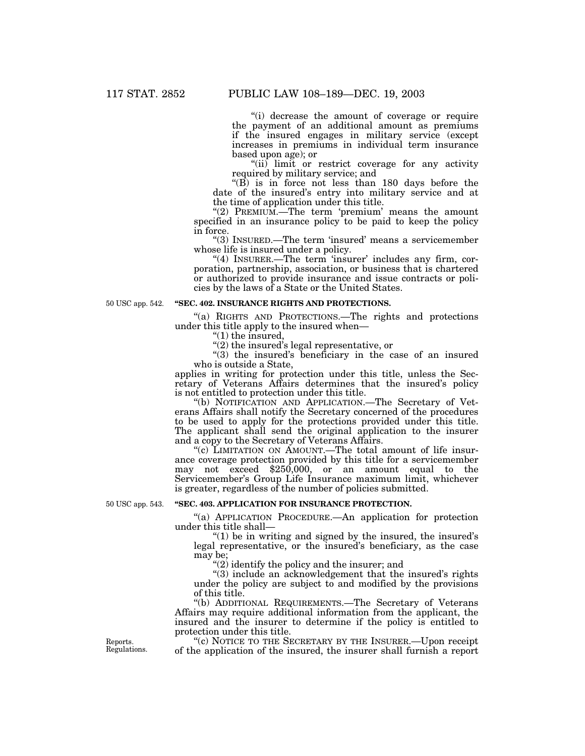"(i) decrease the amount of coverage or require the payment of an additional amount as premiums if the insured engages in military service (except increases in premiums in individual term insurance based upon age); or

"(ii) limit or restrict coverage for any activity required by military service; and

"(B) is in force not less than 180 days before the date of the insured's entry into military service and at the time of application under this title.

"(2) PREMIUM.—The term 'premium' means the amount specified in an insurance policy to be paid to keep the policy in force.

"(3) INSURED.—The term 'insured' means a servicemember whose life is insured under a policy.

"(4) INSURER.—The term 'insurer' includes any firm, corporation, partnership, association, or business that is chartered or authorized to provide insurance and issue contracts or policies by the laws of a State or the United States.

50 USC app. 542.

**"SEC. 402. INSURANCE RIGHTS AND PROTECTIONS.**

"(a) RIGHTS AND PROTECTIONS.—The rights and protections under this title apply to the insured when—

"(1) the insured,

"(2) the insured's legal representative, or

"(3) the insured's beneficiary in the case of an insured who is outside a State,

applies in writing for protection under this title, unless the Secretary of Veterans Affairs determines that the insured's policy is not entitled to protection under this title.

"(b) NOTIFICATION AND APPLICATION.—The Secretary of Veterans Affairs shall notify the Secretary concerned of the procedures to be used to apply for the protections provided under this title. The applicant shall send the original application to the insurer and a copy to the Secretary of Veterans Affairs.

"(c) LIMITATION ON AMOUNT.—The total amount of life insurance coverage protection provided by this title for a servicemember may not exceed $250,000, or an amount equal to the Servicemember's Group Life Insurance maximum limit, whichever is greater, regardless of the number of policies submitted.

50 USC app. 543.

**"SEC. 403. APPLICATION FOR INSURANCE PROTECTION.**

"(a) APPLICATION PROCEDURE.—An application for protection under this title shall—

"(1) be in writing and signed by the insured, the insured's legal representative, or the insured's beneficiary, as the case may be;

"(2) identify the policy and the insurer; and

"(3) include an acknowledgement that the insured's rights under the policy are subject to and modified by the provisions of this title.

"(b) ADDITIONAL REQUIREMENTS.—The Secretary of Veterans Affairs may require additional information from the applicant, the insured and the insurer to determine if the policy is entitled to protection under this title.

Reports. Regulations.

"(c) NOTICE TO THE SECRETARY BY THE INSURER.—Upon receipt of the application of the insured, the insurer shall furnish a report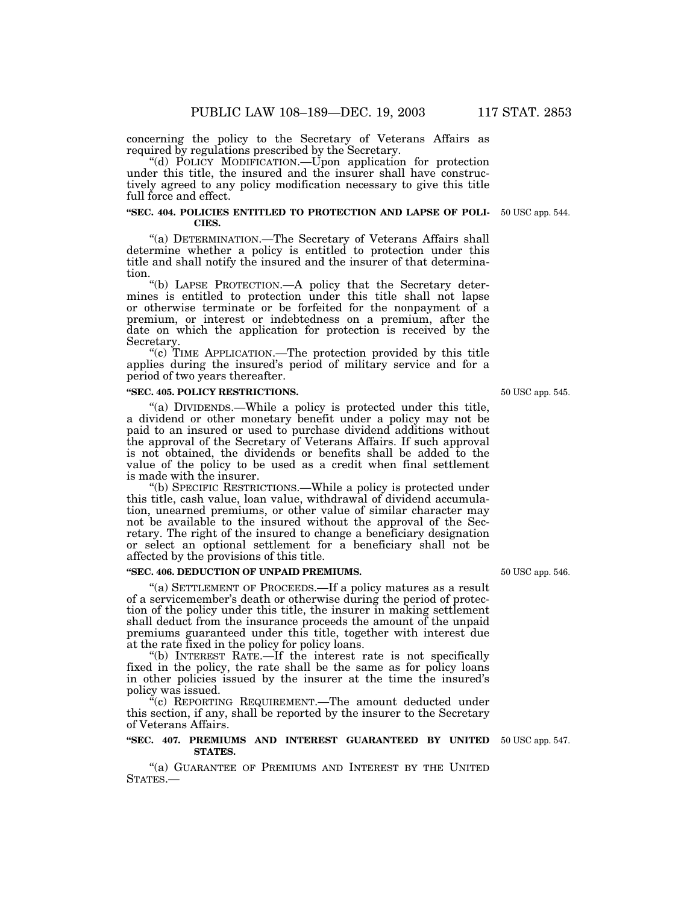concerning the policy to the Secretary of Veterans Affairs as required by regulations prescribed by the Secretary.

"(d) POLICY MODIFICATION.—Upon application for protection under this title, the insured and the insurer shall have constructively agreed to any policy modification necessary to give this title full force and effect.

### "SEC. 404. POLICIES ENTITLED TO PROTECTION AND LAPSE OF POLICIES.

50 USC app. 544.

"(a) DETERMINATION.—The Secretary of Veterans Affairs shall determine whether a policy is entitled to protection under this title and shall notify the insured and the insurer of that determination.

"(b) LAPSE PROTECTION.—A policy that the Secretary determines is entitled to protection under this title shall not lapse or otherwise terminate or be forfeited for the nonpayment of a premium, or interest or indebtedness on a premium, after the date on which the application for protection is received by the Secretary.

"(c) TIME APPLICATION.—The protection provided by this title applies during the insured's period of military service and for a period of two years thereafter.

### "SEC. 405. POLICY RESTRICTIONS.

50 USC app. 545.

"(a) DIVIDENDS.—While a policy is protected under this title, a dividend or other monetary benefit under a policy may not be paid to an insured or used to purchase dividend additions without the approval of the Secretary of Veterans Affairs. If such approval is not obtained, the dividends or benefits shall be added to the value of the policy to be used as a credit when final settlement is made with the insurer.

"(b) SPECIFIC RESTRICTIONS.—While a policy is protected under this title, cash value, loan value, withdrawal of dividend accumulation, unearned premiums, or other value of similar character may not be available to the insured without the approval of the Secretary. The right of the insured to change a beneficiary designation or select an optional settlement for a beneficiary shall not be affected by the provisions of this title.

### "SEC. 406. DEDUCTION OF UNPAID PREMIUMS.

50 USC app. 546.

"(a) SETTLEMENT OF PROCEEDS.—If a policy matures as a result of a servicemember's death or otherwise during the period of protection of the policy under this title, the insurer in making settlement shall deduct from the insurance proceeds the amount of the unpaid premiums guaranteed under this title, together with interest due at the rate fixed in the policy for policy loans.

"(b) INTEREST RATE.—If the interest rate is not specifically fixed in the policy, the rate shall be the same as for policy loans in other policies issued by the insurer at the time the insured's policy was issued.

"(c) REPORTING REQUIREMENT.—The amount deducted under this section, if any, shall be reported by the insurer to the Secretary of Veterans Affairs.

### "SEC. 407. PREMIUMS AND INTEREST GUARANTEED BY UNITED STATES.

50 USC app. 547.

"(a) GUARANTEE OF PREMIUMS AND INTEREST BY THE UNITED STATES.—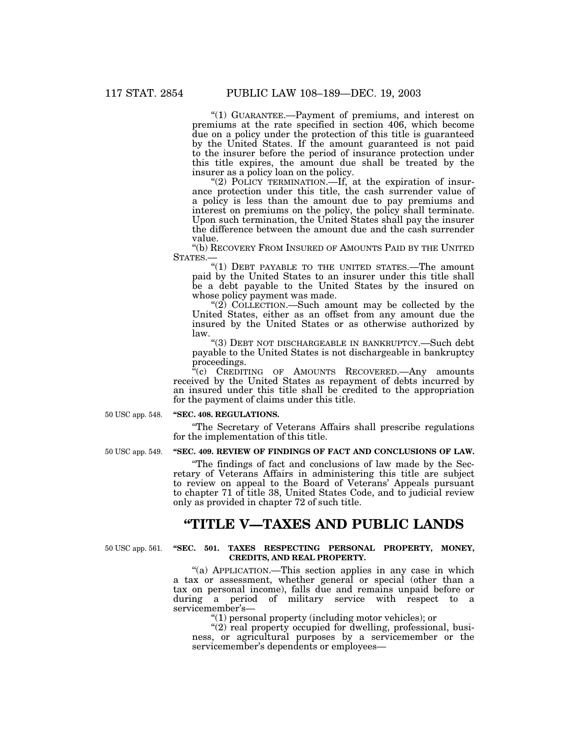"(1) GUARANTEE.—Payment of premiums, and interest on premiums at the rate specified in section 406, which become due on a policy under the protection of this title is guaranteed by the United States. If the amount guaranteed is not paid to the insurer before the period of insurance protection under this title expires, the amount due shall be treated by the insurer as a policy loan on the policy.

"(2) POLICY TERMINATION.—If, at the expiration of insurance protection under this title, the cash surrender value of a policy is less than the amount due to pay premiums and interest on premiums on the policy, the policy shall terminate. Upon such termination, the United States shall pay the insurer the difference between the amount due and the cash surrender value.

"(b) RECOVERY FROM INSURED OF AMOUNTS PAID BY THE UNITED STATES.—

"(1) DEBT PAYABLE TO THE UNITED STATES.—The amount paid by the United States to an insurer under this title shall be a debt payable to the United States by the insured on whose policy payment was made.

"(2) COLLECTION.—Such amount may be collected by the United States, either as an offset from any amount due the insured by the United States or as otherwise authorized by law.

"(3) DEBT NOT DISCHARGEABLE IN BANKRUPTCY.—Such debt payable to the United States is not dischargeable in bankruptcy proceedings.

"(c) CREDITING OF AMOUNTS RECOVERED.—Any amounts received by the United States as repayment of debts incurred by an insured under this title shall be credited to the appropriation for the payment of claims under this title.

50 USC app. 548.

**"SEC. 408. REGULATIONS.**

"The Secretary of Veterans Affairs shall prescribe regulations for the implementation of this title.

50 USC app. 549.

**"SEC. 409. REVIEW OF FINDINGS OF FACT AND CONCLUSIONS OF LAW.**

"The findings of fact and conclusions of law made by the Secretary of Veterans Affairs in administering this title are subject to review on appeal to the Board of Veterans' Appeals pursuant to chapter 71 of title 38, United States Code, and to judicial review only as provided in chapter 72 of such title.

# "TITLE V—TAXES AND PUBLIC LANDS

50 USC app. 561.

**"SEC. 501. TAXES RESPECTING PERSONAL PROPERTY, MONEY, CREDITS, AND REAL PROPERTY.**

"(a) APPLICATION.—This section applies in any case in which a tax or assessment, whether general or special (other than a tax on personal income), falls due and remains unpaid before or during a period of military service with respect to a servicemember's—

"(1) personal property (including motor vehicles); or

"(2) real property occupied for dwelling, professional, business, or agricultural purposes by a servicemember or the servicemember's dependents or employees—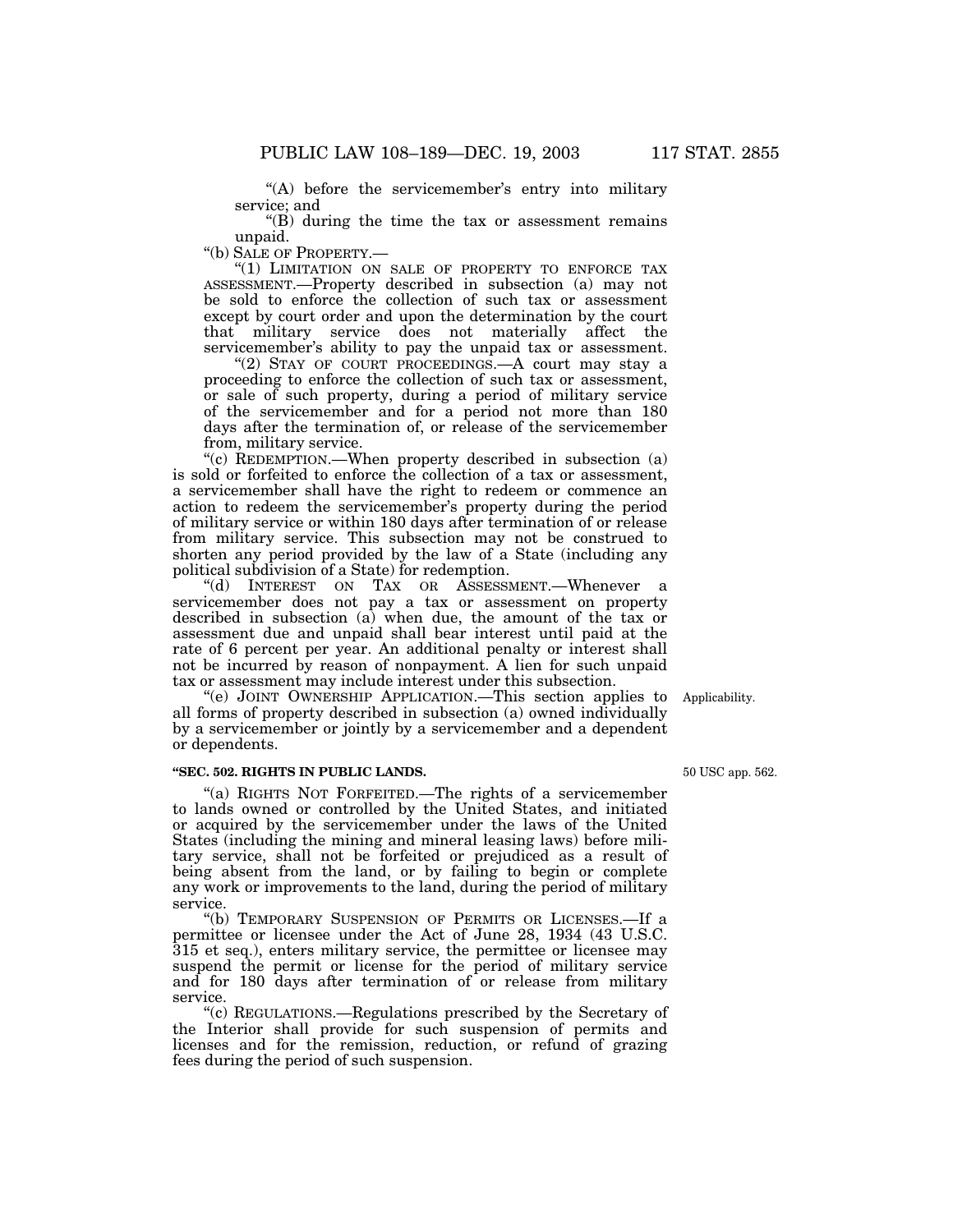"(A) before the servicemember's entry into military service; and

"(B) during the time the tax or assessment remains unpaid.

"(b) SALE OF PROPERTY.—

"(1) LIMITATION ON SALE OF PROPERTY TO ENFORCE TAX ASSESSMENT.—Property described in subsection (a) may not be sold to enforce the collection of such tax or assessment except by court order and upon the determination by the court that military service does not materially affect the servicemember's ability to pay the unpaid tax or assessment.

"(2) STAY OF COURT PROCEEDINGS.—A court may stay a proceeding to enforce the collection of such tax or assessment, or sale of such property, during a period of military service of the servicemember and for a period not more than 180 days after the termination of, or release of the servicemember from, military service.

"(c) REDEMPTION.—When property described in subsection (a) is sold or forfeited to enforce the collection of a tax or assessment, a servicemember shall have the right to redeem or commence an action to redeem the servicemember's property during the period of military service or within 180 days after termination of or release from military service. This subsection may not be construed to shorten any period provided by the law of a State (including any political subdivision of a State) for redemption.

"(d) INTEREST ON TAX OR ASSESSMENT.—Whenever a servicemember does not pay a tax or assessment on property described in subsection (a) when due, the amount of the tax or assessment due and unpaid shall bear interest until paid at the rate of 6 percent per year. An additional penalty or interest shall not be incurred by reason of nonpayment. A lien for such unpaid tax or assessment may include interest under this subsection.

Applicability.

"(e) JOINT OWNERSHIP APPLICATION.—This section applies to all forms of property described in subsection (a) owned individually by a servicemember or jointly by a servicemember and a dependent or dependents.

50 USC app. 562.

**"SEC. 502. RIGHTS IN PUBLIC LANDS.**

"(a) RIGHTS NOT FORFEITED.—The rights of a servicemember to lands owned or controlled by the United States, and initiated or acquired by the servicemember under the laws of the United States (including the mining and mineral leasing laws) before military service, shall not be forfeited or prejudiced as a result of being absent from the land, or by failing to begin or complete any work or improvements to the land, during the period of military service.

"(b) TEMPORARY SUSPENSION OF PERMITS OR LICENSES.—If a permittee or licensee under the Act of June 28, 1934 (43 U.S.C. 315 et seq.), enters military service, the permittee or licensee may suspend the permit or license for the period of military service and for 180 days after termination of or release from military service.

"(c) REGULATIONS.—Regulations prescribed by the Secretary of the Interior shall provide for such suspension of permits and licenses and for the remission, reduction, or refund of grazing fees during the period of such suspension.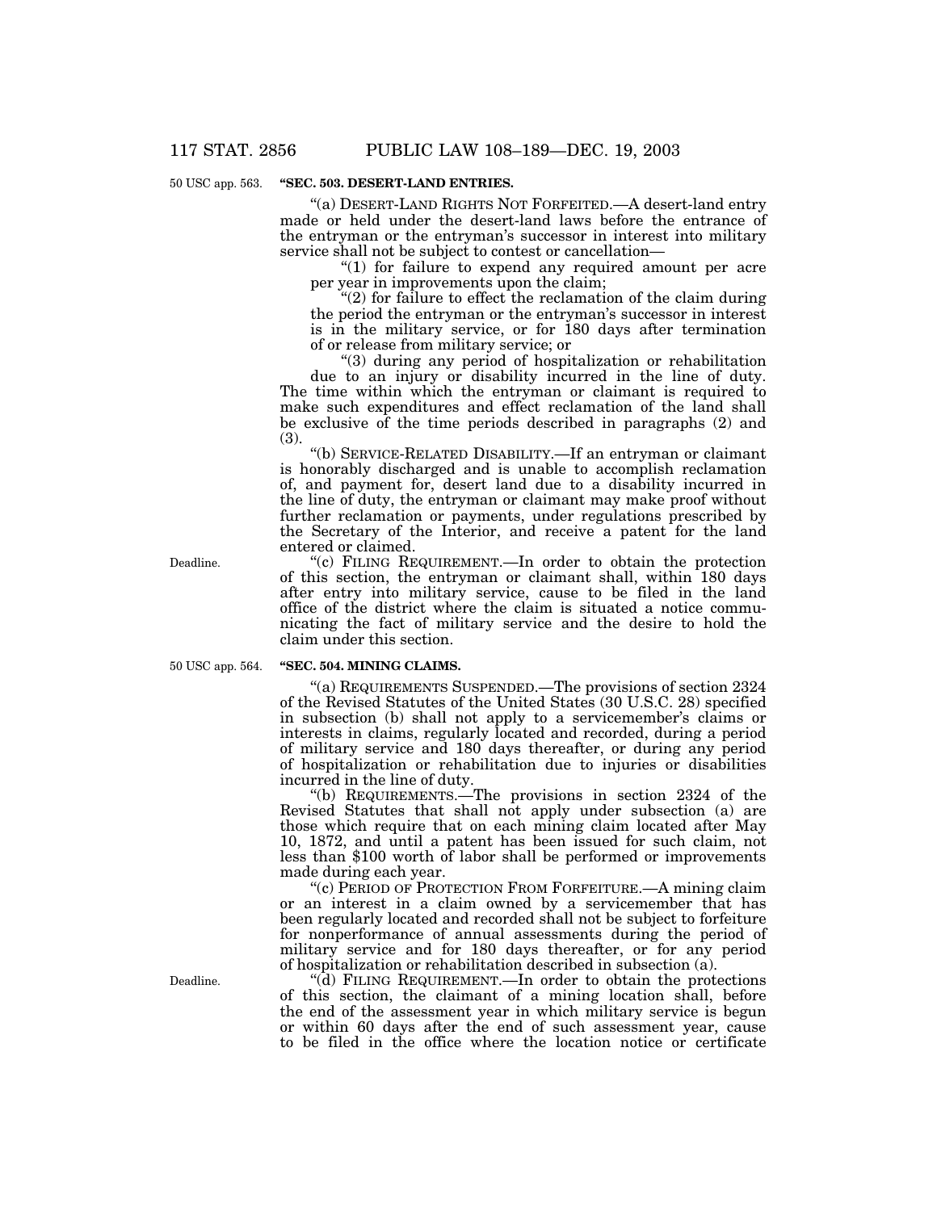50 USC app. 563.

**"SEC. 503. DESERT-LAND ENTRIES.**

"(a) DESERT-LAND RIGHTS NOT FORFEITED.—A desert-land entry made or held under the desert-land laws before the entrance of the entryman or the entryman's successor in interest into military service shall not be subject to contest or cancellation—

"(1) for failure to expend any required amount per acre per year in improvements upon the claim;

"(2) for failure to effect the reclamation of the claim during the period the entryman or the entryman's successor in interest is in the military service, or for 180 days after termination of or release from military service; or

"(3) during any period of hospitalization or rehabilitation due to an injury or disability incurred in the line of duty.

The time within which the entryman or claimant is required to make such expenditures and effect reclamation of the land shall be exclusive of the time periods described in paragraphs (2) and (3).

"(b) SERVICE-RELATED DISABILITY.—If an entryman or claimant is honorably discharged and is unable to accomplish reclamation of, and payment for, desert land due to a disability incurred in the line of duty, the entryman or claimant may make proof without further reclamation or payments, under regulations prescribed by the Secretary of the Interior, and receive a patent for the land entered or claimed.

Deadline.

"(c) FILING REQUIREMENT.—In order to obtain the protection of this section, the entryman or claimant shall, within 180 days after entry into military service, cause to be filed in the land office of the district where the claim is situated a notice communicating the fact of military service and the desire to hold the claim under this section.

50 USC app. 564.

**"SEC. 504. MINING CLAIMS.**

"(a) REQUIREMENTS SUSPENDED.—The provisions of section 2324 of the Revised Statutes of the United States (30 U.S.C. 28) specified in subsection (b) shall not apply to a servicemember's claims or interests in claims, regularly located and recorded, during a period of military service and 180 days thereafter, or during any period of hospitalization or rehabilitation due to injuries or disabilities incurred in the line of duty.

"(b) REQUIREMENTS.—The provisions in section 2324 of the Revised Statutes that shall not apply under subsection (a) are those which require that on each mining claim located after May 10, 1872, and until a patent has been issued for such claim, not less than $100 worth of labor shall be performed or improvements made during each year.

"(c) PERIOD OF PROTECTION FROM FORFEITURE.—A mining claim or an interest in a claim owned by a servicemember that has been regularly located and recorded shall not be subject to forfeiture for nonperformance of annual assessments during the period of military service and for 180 days thereafter, or for any period of hospitalization or rehabilitation described in subsection (a).

Deadline.

"(d) FILING REQUIREMENT.—In order to obtain the protections of this section, the claimant of a mining location shall, before the end of the assessment year in which military service is begun or within 60 days after the end of such assessment year, cause to be filed in the office where the location notice or certificate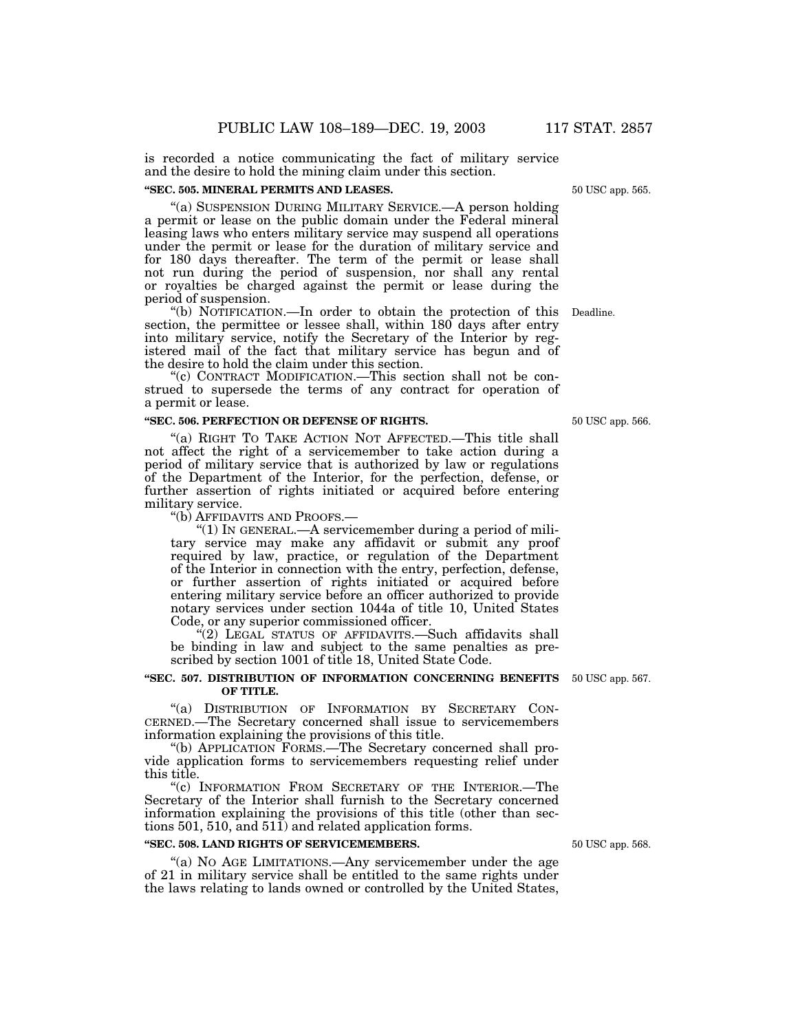is recorded a notice communicating the fact of military service and the desire to hold the mining claim under this section.

**"SEC. 505. MINERAL PERMITS AND LEASES.**

50 USC app. 565.

"(a) SUSPENSION DURING MILITARY SERVICE.—A person holding a permit or lease on the public domain under the Federal mineral leasing laws who enters military service may suspend all operations under the permit or lease for the duration of military service and for 180 days thereafter. The term of the permit or lease shall not run during the period of suspension, nor shall any rental or royalties be charged against the permit or lease during the period of suspension.

"(b) NOTIFICATION.—In order to obtain the protection of this section, the permittee or lessee shall, within 180 days after entry into military service, notify the Secretary of the Interior by registered mail of the fact that military service has begun and of the desire to hold the claim under this section.

Deadline.

"(c) CONTRACT MODIFICATION.—This section shall not be construed to supersede the terms of any contract for operation of a permit or lease.

**"SEC. 506. PERFECTION OR DEFENSE OF RIGHTS.**

50 USC app. 566.

"(a) RIGHT TO TAKE ACTION NOT AFFECTED.—This title shall not affect the right of a servicemember to take action during a period of military service that is authorized by law or regulations of the Department of the Interior, for the perfection, defense, or further assertion of rights initiated or acquired before entering military service.

"(b) AFFIDAVITS AND PROOFS.—

"(1) IN GENERAL.—A servicemember during a period of military service may make any affidavit or submit any proof required by law, practice, or regulation of the Department of the Interior in connection with the entry, perfection, defense, or further assertion of rights initiated or acquired before entering military service before an officer authorized to provide notary services under section 1044a of title 10, United States Code, or any superior commissioned officer.

"(2) LEGAL STATUS OF AFFIDAVITS.—Such affidavits shall be binding in law and subject to the same penalties as prescribed by section 1001 of title 18, United State Code.

**"SEC. 507. DISTRIBUTION OF INFORMATION CONCERNING BENEFITS OF TITLE.**

50 USC app. 567.

"(a) DISTRIBUTION OF INFORMATION BY SECRETARY CONCERNED.—The Secretary concerned shall issue to servicemembers information explaining the provisions of this title.

"(b) APPLICATION FORMS.—The Secretary concerned shall provide application forms to servicemembers requesting relief under this title.

"(c) INFORMATION FROM SECRETARY OF THE INTERIOR.—The Secretary of the Interior shall furnish to the Secretary concerned information explaining the provisions of this title (other than sections 501, 510, and 511) and related application forms.

**"SEC. 508. LAND RIGHTS OF SERVICEMEMBERS.**

50 USC app. 568.

"(a) NO AGE LIMITATIONS.—Any servicemember under the age of 21 in military service shall be entitled to the same rights under the laws relating to lands owned or controlled by the United States,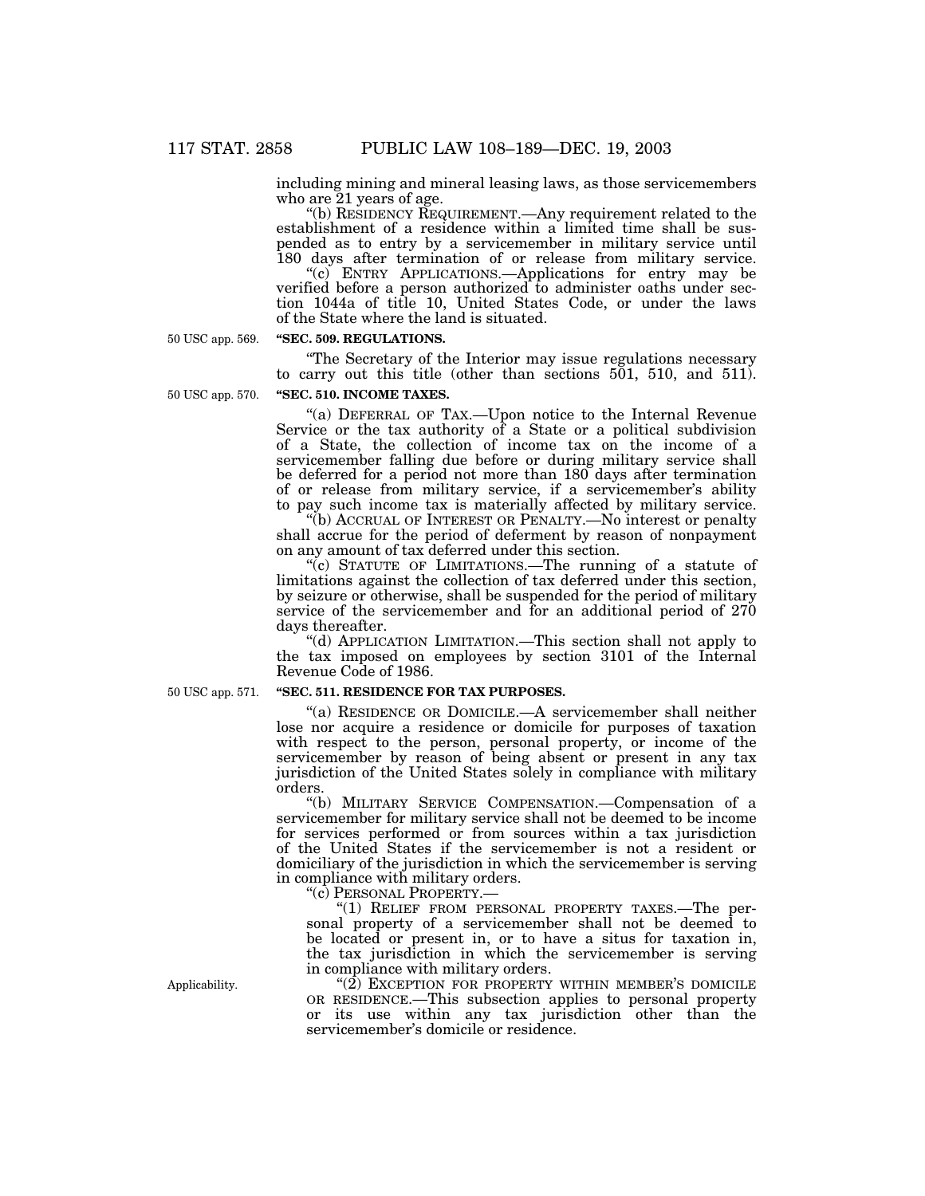including mining and mineral leasing laws, as those servicemembers who are 21 years of age.

"(b) RESIDENCY REQUIREMENT.—Any requirement related to the establishment of a residence within a limited time shall be suspended as to entry by a servicemember in military service until 180 days after termination of or release from military service.

"(c) ENTRY APPLICATIONS.—Applications for entry may be verified before a person authorized to administer oaths under section 1044a of title 10, United States Code, or under the laws of the State where the land is situated.

50 USC app. 569.

**"SEC. 509. REGULATIONS.**

"The Secretary of the Interior may issue regulations necessary to carry out this title (other than sections 501, 510, and 511).

50 USC app. 570.

**"SEC. 510. INCOME TAXES.**

"(a) DEFERRAL OF TAX.—Upon notice to the Internal Revenue Service or the tax authority of a State or a political subdivision of a State, the collection of income tax on the income of a servicemember falling due before or during military service shall be deferred for a period not more than 180 days after termination of or release from military service, if a servicemember's ability to pay such income tax is materially affected by military service.

"(b) ACCRUAL OF INTEREST OR PENALTY.—No interest or penalty shall accrue for the period of deferment by reason of nonpayment on any amount of tax deferred under this section.

"(c) STATUTE OF LIMITATIONS.—The running of a statute of limitations against the collection of tax deferred under this section, by seizure or otherwise, shall be suspended for the period of military service of the servicemember and for an additional period of 270 days thereafter.

"(d) APPLICATION LIMITATION.—This section shall not apply to the tax imposed on employees by section 3101 of the Internal Revenue Code of 1986.

50 USC app. 571.

**"SEC. 511. RESIDENCE FOR TAX PURPOSES.**

"(a) RESIDENCE OR DOMICILE.—A servicemember shall neither lose nor acquire a residence or domicile for purposes of taxation with respect to the person, personal property, or income of the servicemember by reason of being absent or present in any tax jurisdiction of the United States solely in compliance with military orders.

"(b) MILITARY SERVICE COMPENSATION.—Compensation of a servicemember for military service shall not be deemed to be income for services performed or from sources within a tax jurisdiction of the United States if the servicemember is not a resident or domiciliary of the jurisdiction in which the servicemember is serving in compliance with military orders.

"(c) PERSONAL PROPERTY.—

"(1) RELIEF FROM PERSONAL PROPERTY TAXES.—The personal property of a servicemember shall not be deemed to be located or present in, or to have a situs for taxation in, the tax jurisdiction in which the servicemember is serving in compliance with military orders.

Applicability.

"(2) EXCEPTION FOR PROPERTY WITHIN MEMBER'S DOMICILE OR RESIDENCE.—This subsection applies to personal property or its use within any tax jurisdiction other than the servicemember's domicile or residence.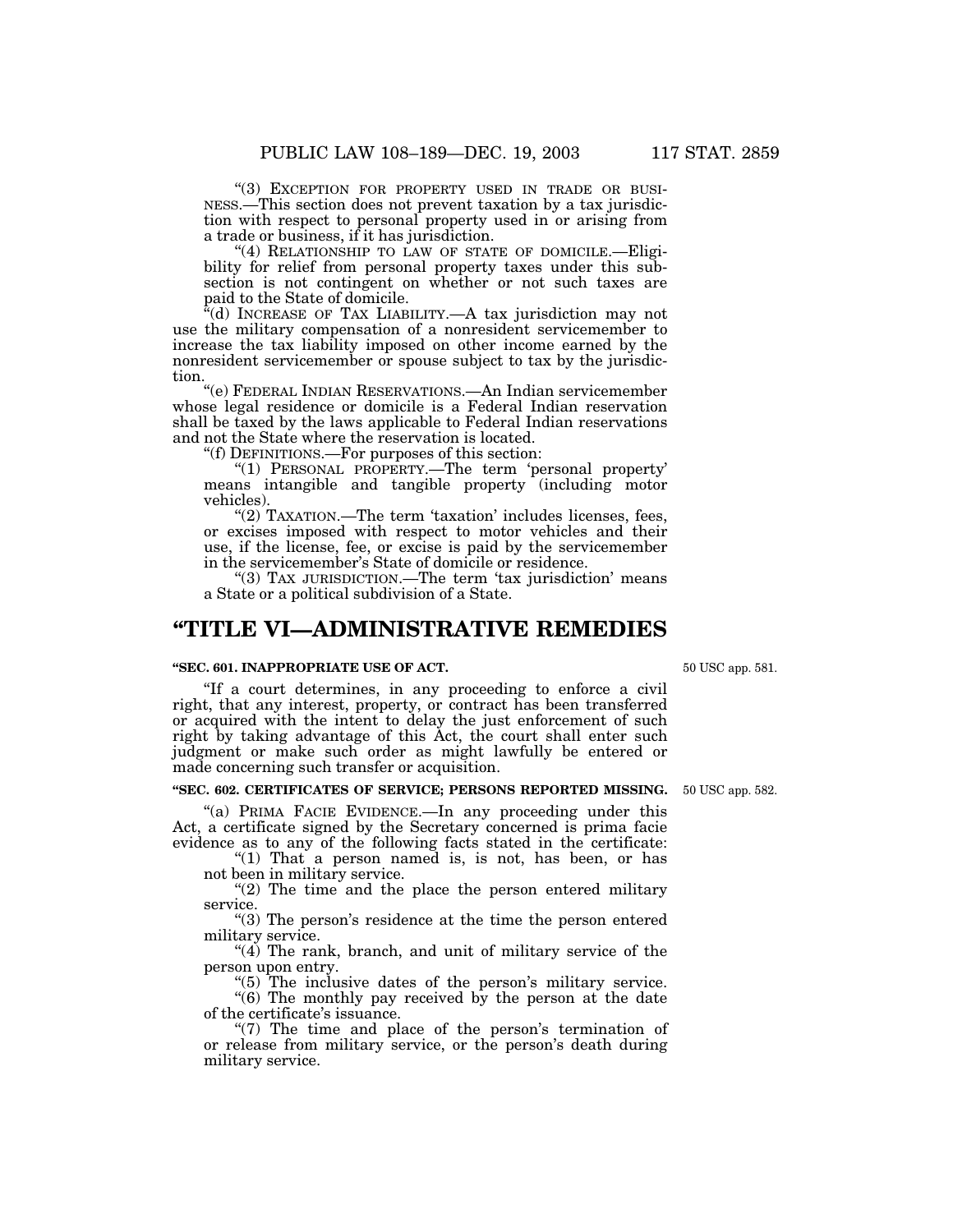"(3) EXCEPTION FOR PROPERTY USED IN TRADE OR BUSINESS.—This section does not prevent taxation by a tax jurisdiction with respect to personal property used in or arising from a trade or business, if it has jurisdiction.

"(4) RELATIONSHIP TO LAW OF STATE OF DOMICILE.—Eligibility for relief from personal property taxes under this subsection is not contingent on whether or not such taxes are paid to the State of domicile.

"(d) INCREASE OF TAX LIABILITY.—A tax jurisdiction may not use the military compensation of a nonresident servicemember to increase the tax liability imposed on other income earned by the nonresident servicemember or spouse subject to tax by the jurisdiction.

"(e) FEDERAL INDIAN RESERVATIONS.—An Indian servicemember whose legal residence or domicile is a Federal Indian reservation shall be taxed by the laws applicable to Federal Indian reservations and not the State where the reservation is located.

"(f) DEFINITIONS.—For purposes of this section:

"(1) PERSONAL PROPERTY.—The term 'personal property' means intangible and tangible property (including motor vehicles).

"(2) TAXATION.—The term 'taxation' includes licenses, fees, or excises imposed with respect to motor vehicles and their use, if the license, fee, or excise is paid by the servicemember in the servicemember's State of domicile or residence.

"(3) TAX JURISDICTION.—The term 'tax jurisdiction' means a State or a political subdivision of a State.

# "TITLE VI—ADMINISTRATIVE REMEDIES

### "SEC. 601. INAPPROPRIATE USE OF ACT.

50 USC app. 581.

"If a court determines, in any proceeding to enforce a civil right, that any interest, property, or contract has been transferred or acquired with the intent to delay the just enforcement of such right by taking advantage of this Act, the court shall enter such judgment or make such order as might lawfully be entered or made concerning such transfer or acquisition.

### "SEC. 602. CERTIFICATES OF SERVICE; PERSONS REPORTED MISSING.

50 USC app. 582.

"(a) PRIMA FACIE EVIDENCE.—In any proceeding under this Act, a certificate signed by the Secretary concerned is prima facie evidence as to any of the following facts stated in the certificate:

"(1) That a person named is, is not, has been, or has not been in military service.

"(2) The time and the place the person entered military service.

"(3) The person's residence at the time the person entered military service.

"(4) The rank, branch, and unit of military service of the person upon entry.

"(5) The inclusive dates of the person's military service.

"(6) The monthly pay received by the person at the date of the certificate's issuance.

"(7) The time and place of the person's termination of or release from military service, or the person's death during military service.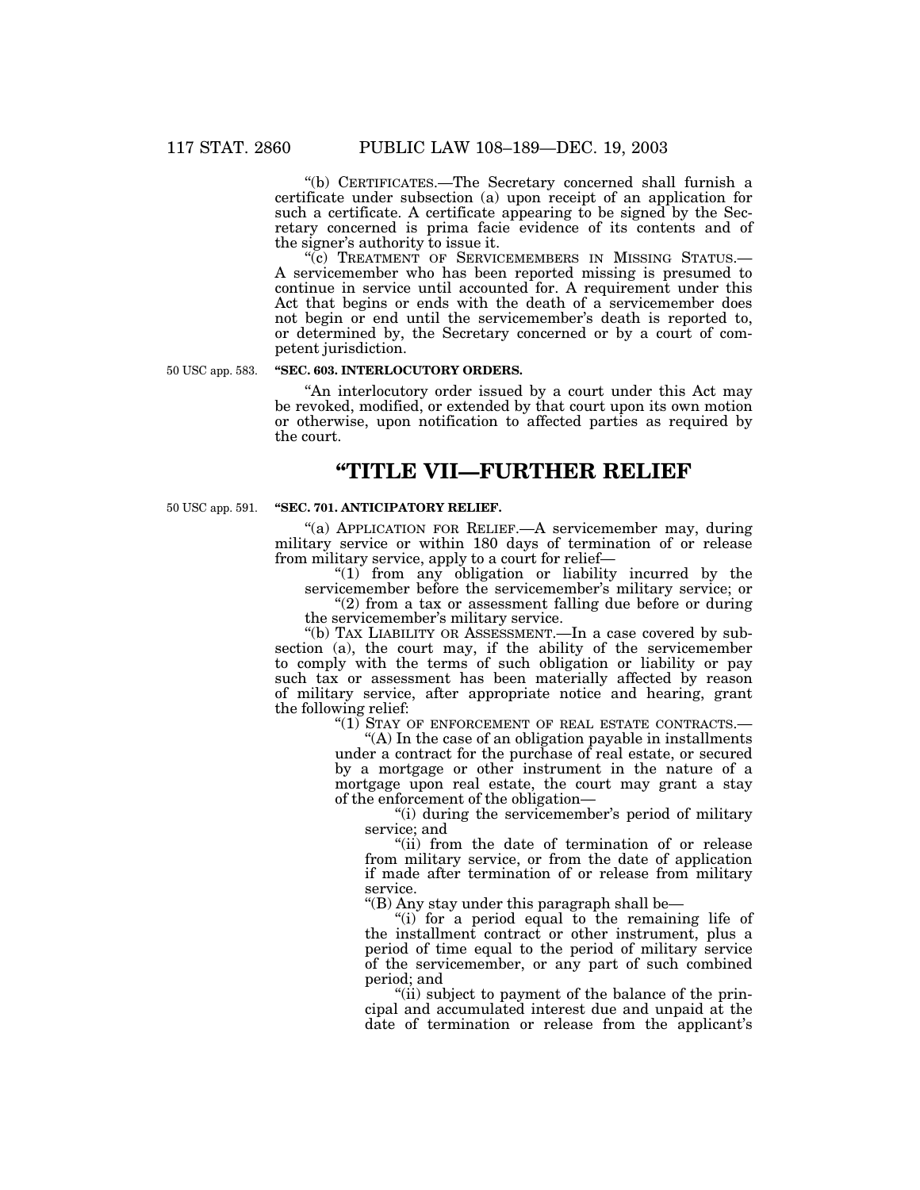"(b) CERTIFICATES.—The Secretary concerned shall furnish a certificate under subsection (a) upon receipt of an application for such a certificate. A certificate appearing to be signed by the Secretary concerned is prima facie evidence of its contents and of the signer's authority to issue it.

"(c) TREATMENT OF SERVICEMEMBERS IN MISSING STATUS.—A servicemember who has been reported missing is presumed to continue in service until accounted for. A requirement under this Act that begins or ends with the death of a servicemember does not begin or end until the servicemember's death is reported to, or determined by, the Secretary concerned or by a court of competent jurisdiction.

50 USC app. 583.

**"SEC. 603. INTERLOCUTORY ORDERS.**

"An interlocutory order issued by a court under this Act may be revoked, modified, or extended by that court upon its own motion or otherwise, upon notification to affected parties as required by the court.

# "TITLE VII—FURTHER RELIEF

50 USC app. 591.

**"SEC. 701. ANTICIPATORY RELIEF.**

"(a) APPLICATION FOR RELIEF.—A servicemember may, during military service or within 180 days of termination of or release from military service, apply to a court for relief—

"(1) from any obligation or liability incurred by the servicemember before the servicemember's military service; or

"(2) from a tax or assessment falling due before or during the servicemember's military service.

"(b) TAX LIABILITY OR ASSESSMENT.—In a case covered by subsection (a), the court may, if the ability of the servicemember to comply with the terms of such obligation or liability or pay such tax or assessment has been materially affected by reason of military service, after appropriate notice and hearing, grant the following relief:

"(1) STAY OF ENFORCEMENT OF REAL ESTATE CONTRACTS.—

"(A) In the case of an obligation payable in installments under a contract for the purchase of real estate, or secured by a mortgage or other instrument in the nature of a mortgage upon real estate, the court may grant a stay of the enforcement of the obligation—

"(i) during the servicemember's period of military service; and

"(ii) from the date of termination of or release from military service, or from the date of application if made after termination of or release from military service.

"(B) Any stay under this paragraph shall be—

"(i) for a period equal to the remaining life of the installment contract or other instrument, plus a period of time equal to the period of military service of the servicemember, or any part of such combined period; and

"(ii) subject to payment of the balance of the principal and accumulated interest due and unpaid at the date of termination or release from the applicant's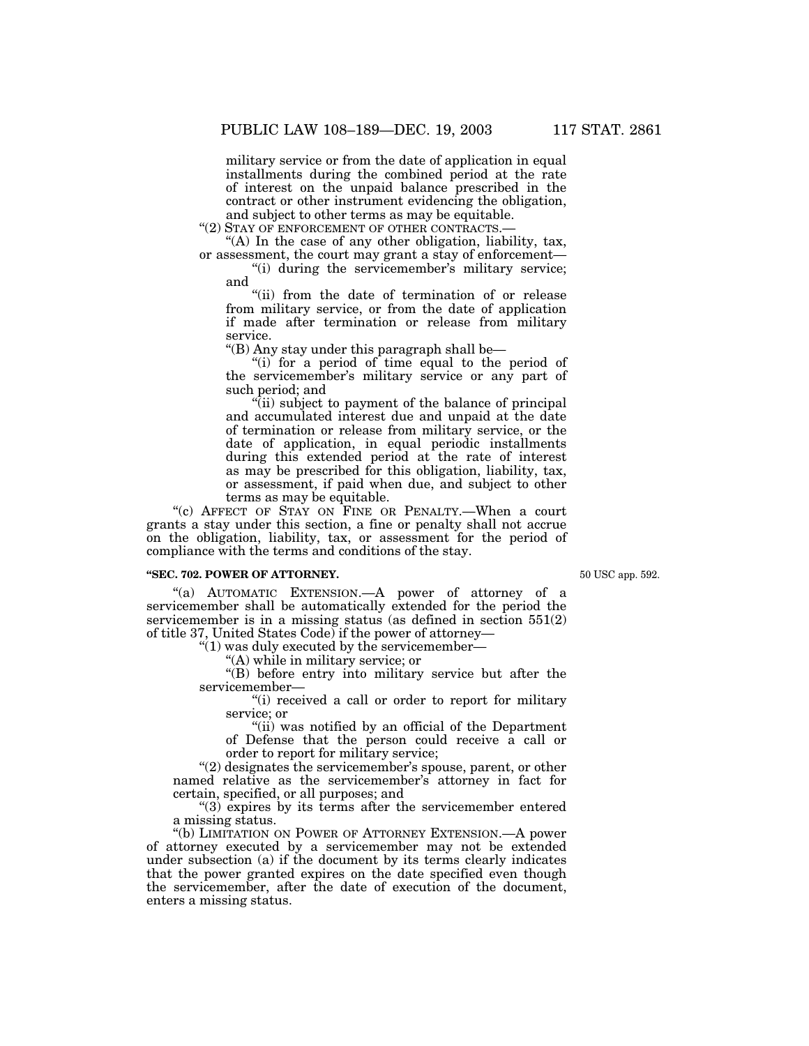military service or from the date of application in equal installments during the combined period at the rate of interest on the unpaid balance prescribed in the contract or other instrument evidencing the obligation, and subject to other terms as may be equitable.

"(2) STAY OF ENFORCEMENT OF OTHER CONTRACTS.—

"(A) In the case of any other obligation, liability, tax, or assessment, the court may grant a stay of enforcement—

"(i) during the servicemember's military service; and

"(ii) from the date of termination of or release from military service, or from the date of application if made after termination or release from military service.

"(B) Any stay under this paragraph shall be—

"(i) for a period of time equal to the period of the servicemember's military service or any part of such period; and

"(ii) subject to payment of the balance of principal and accumulated interest due and unpaid at the date of termination or release from military service, or the date of application, in equal periodic installments during this extended period at the rate of interest as may be prescribed for this obligation, liability, tax, or assessment, if paid when due, and subject to other terms as may be equitable.

"(c) AFFECT OF STAY ON FINE OR PENALTY.—When a court grants a stay under this section, a fine or penalty shall not accrue on the obligation, liability, tax, or assessment for the period of compliance with the terms and conditions of the stay.

**"SEC. 702. POWER OF ATTORNEY.**

50 USC app. 592.

"(a) AUTOMATIC EXTENSION.—A power of attorney of a servicemember shall be automatically extended for the period the servicemember is in a missing status (as defined in section 551(2) of title 37, United States Code) if the power of attorney—

"(1) was duly executed by the servicemember—

"(A) while in military service; or

"(B) before entry into military service but after the servicemember—

"(i) received a call or order to report for military service; or

"(ii) was notified by an official of the Department of Defense that the person could receive a call or order to report for military service;

"(2) designates the servicemember's spouse, parent, or other named relative as the servicemember's attorney in fact for certain, specified, or all purposes; and

"(3) expires by its terms after the servicemember entered a missing status.

"(b) LIMITATION ON POWER OF ATTORNEY EXTENSION.—A power of attorney executed by a servicemember may not be extended under subsection (a) if the document by its terms clearly indicates that the power granted expires on the date specified even though the servicemember, after the date of execution of the document, enters a missing status.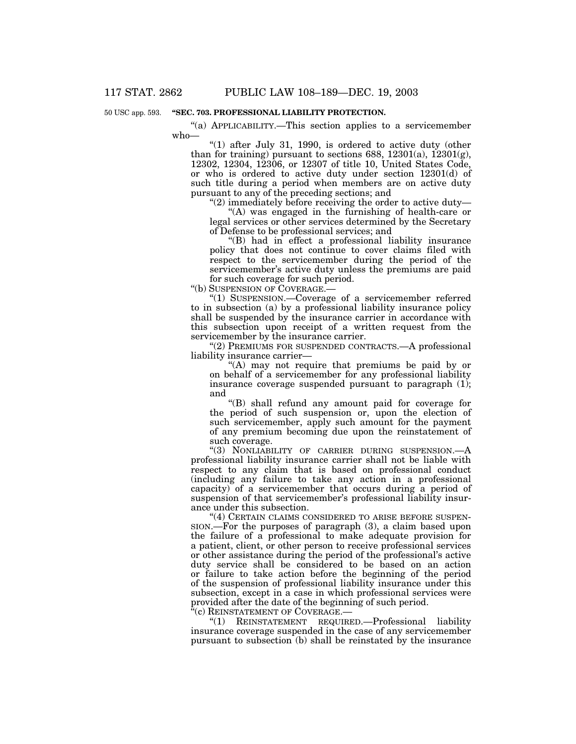50 USC app. 593.

**"SEC. 703. PROFESSIONAL LIABILITY PROTECTION.**

"(a) APPLICABILITY.—This section applies to a servicemember who—

"(1) after July 31, 1990, is ordered to active duty (other than for training) pursuant to sections 688, 12301(a), 12301(g), 12302, 12304, 12306, or 12307 of title 10, United States Code, or who is ordered to active duty under section 12301(d) of such title during a period when members are on active duty pursuant to any of the preceding sections; and

"(2) immediately before receiving the order to active duty—

"(A) was engaged in the furnishing of health-care or legal services or other services determined by the Secretary of Defense to be professional services; and

"(B) had in effect a professional liability insurance policy that does not continue to cover claims filed with respect to the servicemember during the period of the servicemember's active duty unless the premiums are paid for such coverage for such period.

"(b) SUSPENSION OF COVERAGE.—

"(1) SUSPENSION.—Coverage of a servicemember referred to in subsection (a) by a professional liability insurance policy shall be suspended by the insurance carrier in accordance with this subsection upon receipt of a written request from the servicemember by the insurance carrier.

"(2) PREMIUMS FOR SUSPENDED CONTRACTS.—A professional liability insurance carrier—

"(A) may not require that premiums be paid by or on behalf of a servicemember for any professional liability insurance coverage suspended pursuant to paragraph (1); and

"(B) shall refund any amount paid for coverage for the period of such suspension or, upon the election of such servicemember, apply such amount for the payment of any premium becoming due upon the reinstatement of such coverage.

"(3) NONLIABILITY OF CARRIER DURING SUSPENSION.—A professional liability insurance carrier shall not be liable with respect to any claim that is based on professional conduct (including any failure to take any action in a professional capacity) of a servicemember that occurs during a period of suspension of that servicemember's professional liability insurance under this subsection.

"(4) CERTAIN CLAIMS CONSIDERED TO ARISE BEFORE SUSPENSION.—For the purposes of paragraph (3), a claim based upon the failure of a professional to make adequate provision for a patient, client, or other person to receive professional services or other assistance during the period of the professional's active duty service shall be considered to be based on an action or failure to take action before the beginning of the period of the suspension of professional liability insurance under this subsection, except in a case in which professional services were provided after the date of the beginning of such period.

"(c) REINSTATEMENT OF COVERAGE.—

"(1) REINSTATEMENT REQUIRED.—Professional liability insurance coverage suspended in the case of any servicemember pursuant to subsection (b) shall be reinstated by the insurance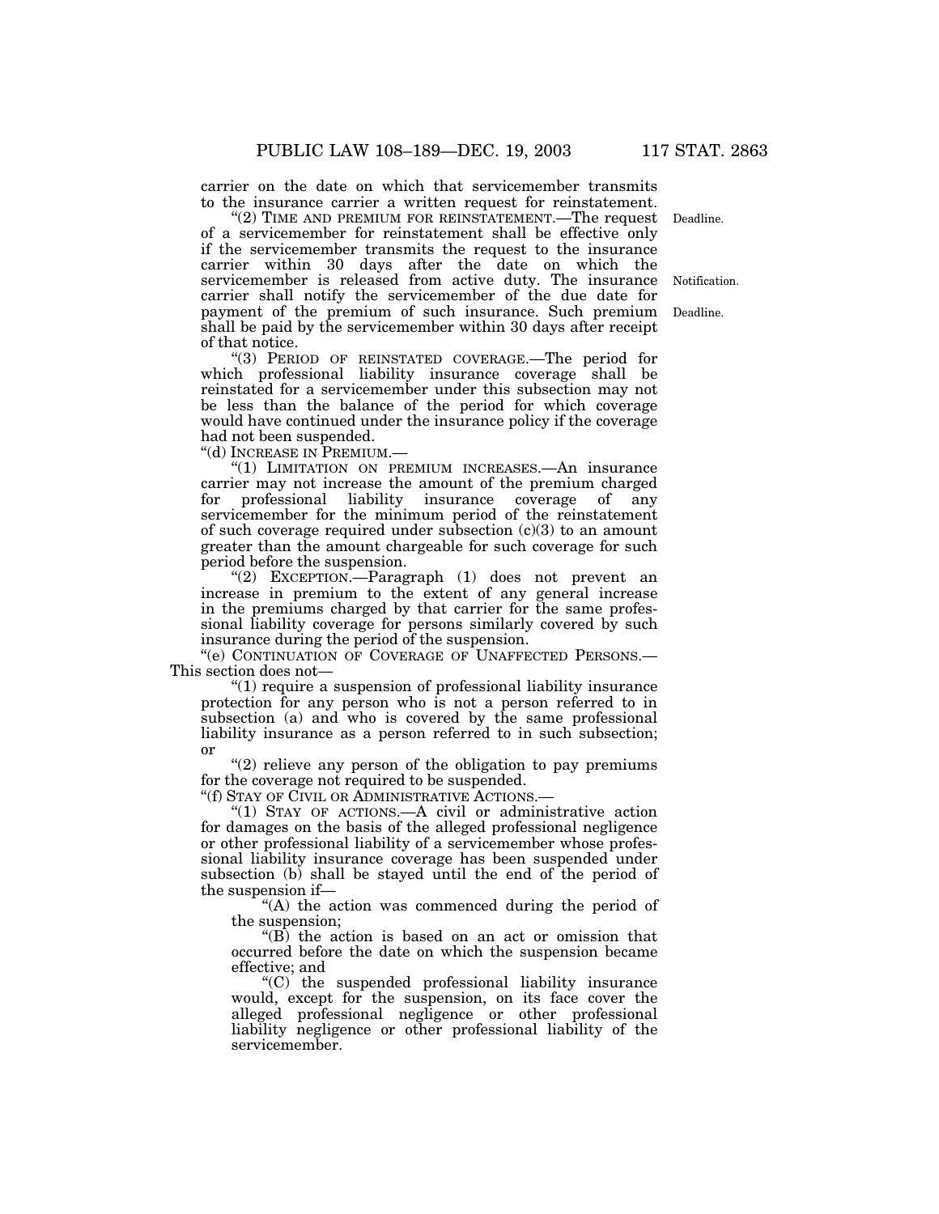carrier on the date on which that servicemember transmits to the insurance carrier a written request for reinstatement.

"(2) TIME AND PREMIUM FOR REINSTATEMENT.—The request of a servicemember for reinstatement shall be effective only if the servicemember transmits the request to the insurance carrier within 30 days after the date on which the servicemember is released from active duty. The insurance carrier shall notify the servicemember of the due date for payment of the premium of such insurance. Such premium shall be paid by the servicemember within 30 days after receipt of that notice.

Deadline.

Notification.

Deadline.

"(3) PERIOD OF REINSTATED COVERAGE.—The period for which professional liability insurance coverage shall be reinstated for a servicemember under this subsection may not be less than the balance of the period for which coverage would have continued under the insurance policy if the coverage had not been suspended.

"(d) INCREASE IN PREMIUM.—

"(1) LIMITATION ON PREMIUM INCREASES.—An insurance carrier may not increase the amount of the premium charged for professional liability insurance coverage of any servicemember for the minimum period of the reinstatement of such coverage required under subsection (c)(3) to an amount greater than the amount chargeable for such coverage for such period before the suspension.

"(2) EXCEPTION.—Paragraph (1) does not prevent an increase in premium to the extent of any general increase in the premiums charged by that carrier for the same professional liability coverage for persons similarly covered by such insurance during the period of the suspension.

"(e) CONTINUATION OF COVERAGE OF UNAFFECTED PERSONS.—This section does not—

"(1) require a suspension of professional liability insurance protection for any person who is not a person referred to in subsection (a) and who is covered by the same professional liability insurance as a person referred to in such subsection; or

"(2) relieve any person of the obligation to pay premiums for the coverage not required to be suspended.

"(f) STAY OF CIVIL OR ADMINISTRATIVE ACTIONS.—

"(1) STAY OF ACTIONS.—A civil or administrative action for damages on the basis of the alleged professional negligence or other professional liability of a servicemember whose professional liability insurance coverage has been suspended under subsection (b) shall be stayed until the end of the period of the suspension if—

"(A) the action was commenced during the period of the suspension;

"(B) the action is based on an act or omission that occurred before the date on which the suspension became effective; and

"(C) the suspended professional liability insurance would, except for the suspension, on its face cover the alleged professional negligence or other professional liability negligence or other professional liability of the servicemember.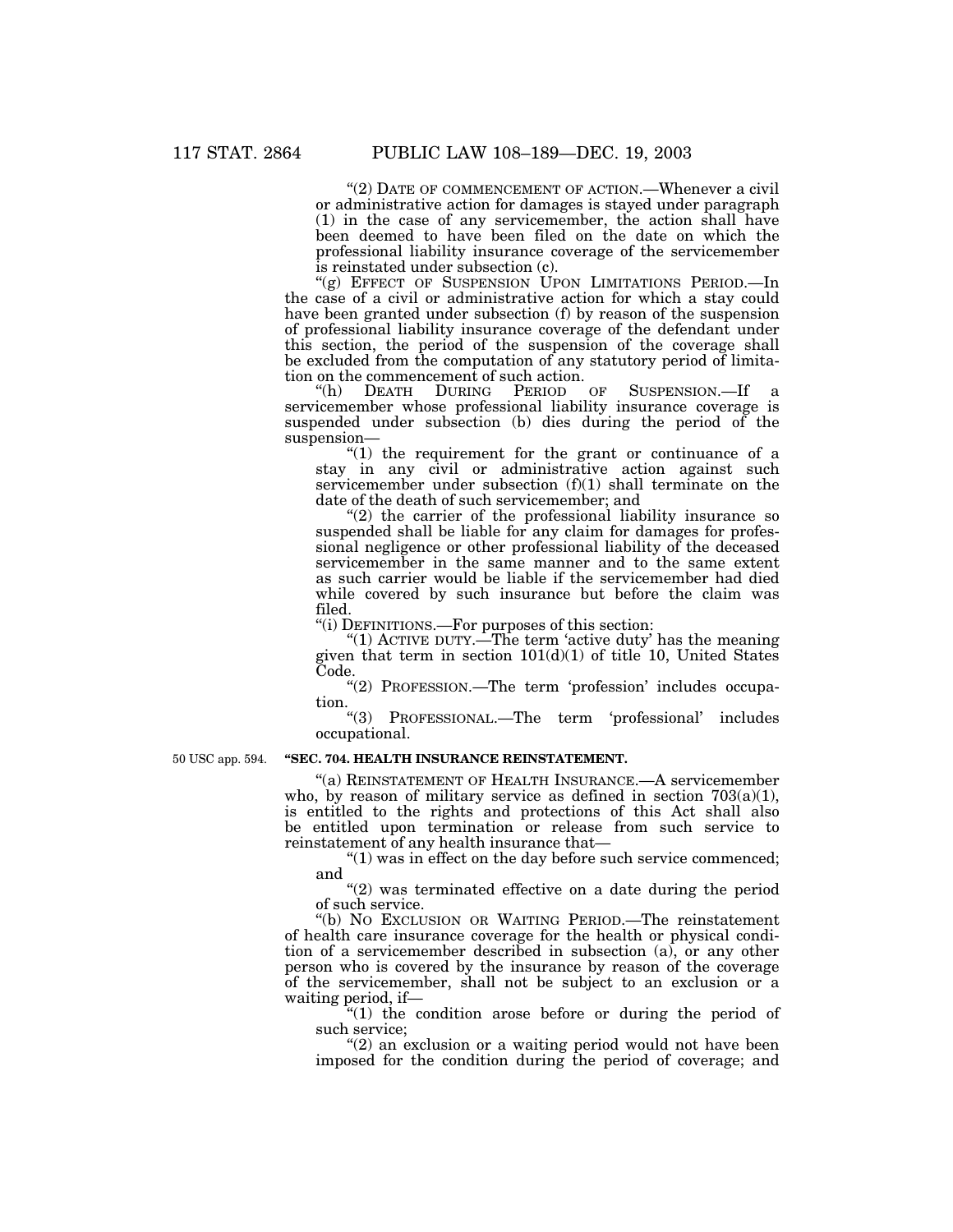"(2) DATE OF COMMENCEMENT OF ACTION.—Whenever a civil or administrative action for damages is stayed under paragraph (1) in the case of any servicemember, the action shall have been deemed to have been filed on the date on which the professional liability insurance coverage of the servicemember is reinstated under subsection (c).

"(g) EFFECT OF SUSPENSION UPON LIMITATIONS PERIOD.—In the case of a civil or administrative action for which a stay could have been granted under subsection (f) by reason of the suspension of professional liability insurance coverage of the defendant under this section, the period of the suspension of the coverage shall be excluded from the computation of any statutory period of limitation on the commencement of such action.

"(h) DEATH DURING PERIOD OF SUSPENSION.—If a servicemember whose professional liability insurance coverage is suspended under subsection (b) dies during the period of the suspension—

"(1) the requirement for the grant or continuance of a stay in any civil or administrative action against such servicemember under subsection (f)(1) shall terminate on the date of the death of such servicemember; and

"(2) the carrier of the professional liability insurance so suspended shall be liable for any claim for damages for professional negligence or other professional liability of the deceased servicemember in the same manner and to the same extent as such carrier would be liable if the servicemember had died while covered by such insurance but before the claim was filed.

"(i) DEFINITIONS.—For purposes of this section:

"(1) ACTIVE DUTY.—The term 'active duty' has the meaning given that term in section 101(d)(1) of title 10, United States Code.

"(2) PROFESSION.—The term 'profession' includes occupation.

"(3) PROFESSIONAL.—The term 'professional' includes occupational.

50 USC app. 594.

**"SEC. 704. HEALTH INSURANCE REINSTATEMENT.**

"(a) REINSTATEMENT OF HEALTH INSURANCE.—A servicemember who, by reason of military service as defined in section 703(a)(1), is entitled to the rights and protections of this Act shall also be entitled upon termination or release from such service to reinstatement of any health insurance that—

"(1) was in effect on the day before such service commenced; and

"(2) was terminated effective on a date during the period of such service.

"(b) NO EXCLUSION OR WAITING PERIOD.—The reinstatement of health care insurance coverage for the health or physical condition of a servicemember described in subsection (a), or any other person who is covered by the insurance by reason of the coverage of the servicemember, shall not be subject to an exclusion or a waiting period, if—

"(1) the condition arose before or during the period of such service;

"(2) an exclusion or a waiting period would not have been imposed for the condition during the period of coverage; and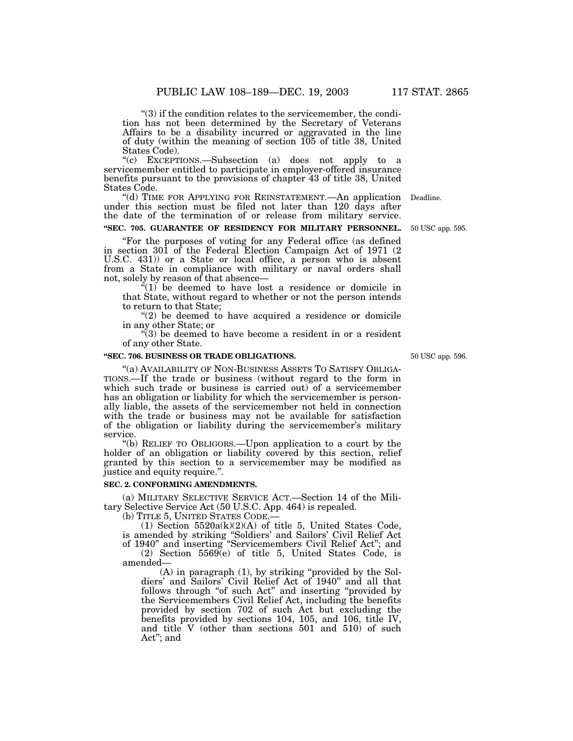"(3) if the condition relates to the servicemember, the condition has not been determined by the Secretary of Veterans Affairs to be a disability incurred or aggravated in the line of duty (within the meaning of section 105 of title 38, United States Code).

"(c) EXCEPTIONS.—Subsection (a) does not apply to a servicemember entitled to participate in employer-offered insurance benefits pursuant to the provisions of chapter 43 of title 38, United States Code.

"(d) TIME FOR APPLYING FOR REINSTATEMENT.—An application under this section must be filed not later than 120 days after the date of the termination of or release from military service.

Deadline.

**"SEC. 705. GUARANTEE OF RESIDENCY FOR MILITARY PERSONNEL.**

50 USC app. 595.

"For the purposes of voting for any Federal office (as defined in section 301 of the Federal Election Campaign Act of 1971 (2 U.S.C. 431)) or a State or local office, a person who is absent from a State in compliance with military or naval orders shall not, solely by reason of that absence—

"(1) be deemed to have lost a residence or domicile in that State, without regard to whether or not the person intends to return to that State;

"(2) be deemed to have acquired a residence or domicile in any other State; or

"(3) be deemed to have become a resident in or a resident of any other State.

**"SEC. 706. BUSINESS OR TRADE OBLIGATIONS.**

50 USC app. 596.

"(a) AVAILABILITY OF NON-BUSINESS ASSETS TO SATISFY OBLIGATIONS.—If the trade or business (without regard to the form in which such trade or business is carried out) of a servicemember has an obligation or liability for which the servicemember is personally liable, the assets of the servicemember not held in connection with the trade or business may not be available for satisfaction of the obligation or liability during the servicemember's military service.

"(b) RELIEF TO OBLIGORS.—Upon application to a court by the holder of an obligation or liability covered by this section, relief granted by this section to a servicemember may be modified as justice and equity require.".

**SEC. 2. CONFORMING AMENDMENTS.**

(a) MILITARY SELECTIVE SERVICE ACT.—Section 14 of the Military Selective Service Act (50 U.S.C. App. 464) is repealed.

(b) TITLE 5, UNITED STATES CODE.—

(1) Section 5520a(k)(2)(A) of title 5, United States Code, is amended by striking "Soldiers' and Sailors' Civil Relief Act of 1940" and inserting "Servicemembers Civil Relief Act"; and

(2) Section 5569(e) of title 5, United States Code, is amended—

(A) in paragraph (1), by striking "provided by the Soldiers' and Sailors' Civil Relief Act of 1940" and all that follows through "of such Act" and inserting "provided by the Servicemembers Civil Relief Act, including the benefits provided by section 702 of such Act but excluding the benefits provided by sections 104, 105, and 106, title IV, and title V (other than sections 501 and 510) of such Act"; and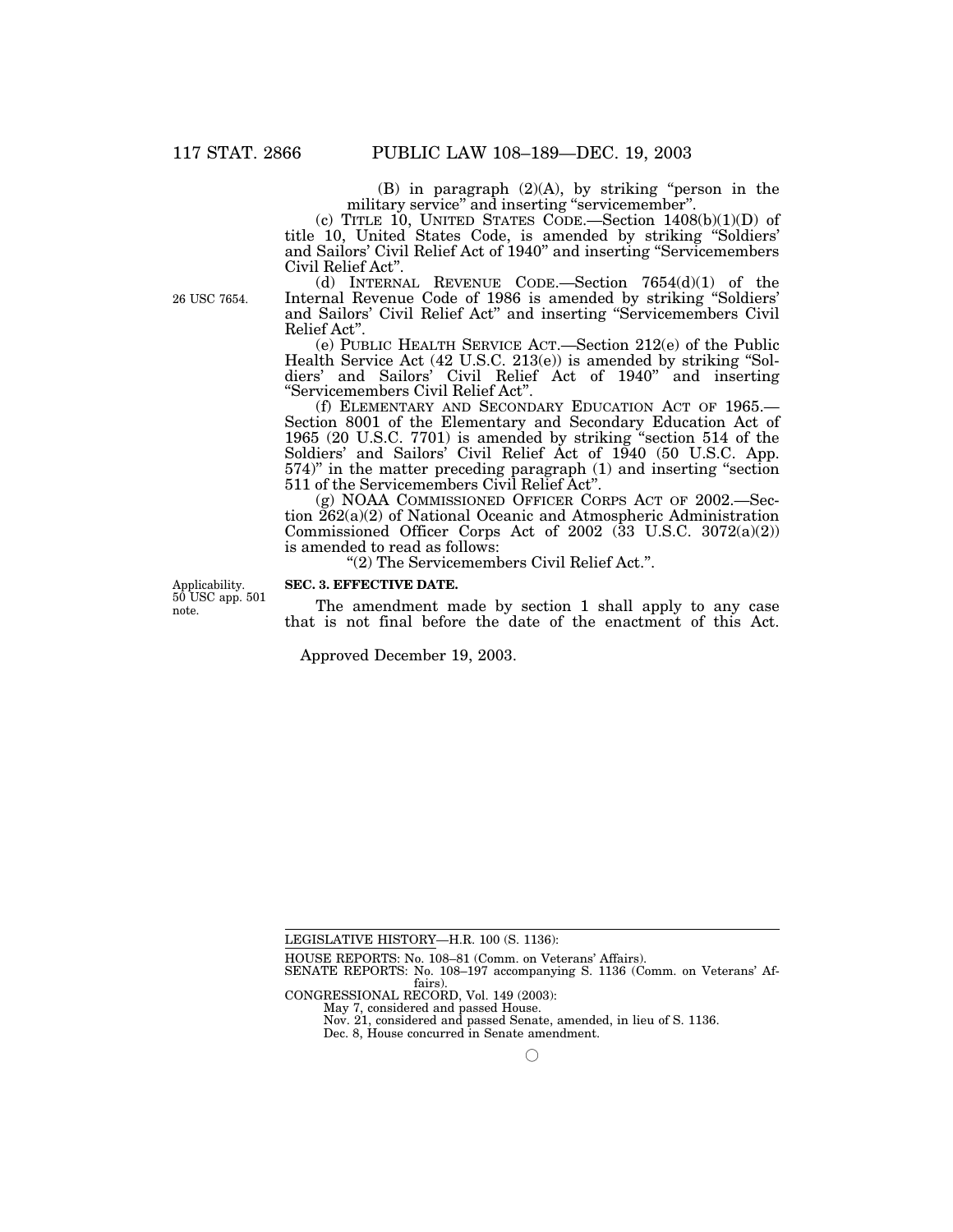(B) in paragraph (2)(A), by striking "person in the military service" and inserting "servicemember".

(c) TITLE 10, UNITED STATES CODE.—Section 1408(b)(1)(D) of title 10, United States Code, is amended by striking "Soldiers' and Sailors' Civil Relief Act of 1940" and inserting "Servicemembers Civil Relief Act".

26 USC 7654.

(d) INTERNAL REVENUE CODE.—Section 7654(d)(1) of the Internal Revenue Code of 1986 is amended by striking "Soldiers' and Sailors' Civil Relief Act" and inserting "Servicemembers Civil Relief Act".

(e) PUBLIC HEALTH SERVICE ACT.—Section 212(e) of the Public Health Service Act (42 U.S.C. 213(e)) is amended by striking "Soldiers' and Sailors' Civil Relief Act of 1940" and inserting "Servicemembers Civil Relief Act".

(f) ELEMENTARY AND SECONDARY EDUCATION ACT OF 1965.—Section 8001 of the Elementary and Secondary Education Act of 1965 (20 U.S.C. 7701) is amended by striking "section 514 of the Soldiers' and Sailors' Civil Relief Act of 1940 (50 U.S.C. App. 574)" in the matter preceding paragraph (1) and inserting "section 511 of the Servicemembers Civil Relief Act".

(g) NOAA COMMISSIONED OFFICER CORPS ACT OF 2002.—Section 262(a)(2) of National Oceanic and Atmospheric Administration Commissioned Officer Corps Act of 2002 (33 U.S.C. 3072(a)(2)) is amended to read as follows:

"(2) The Servicemembers Civil Relief Act.".

Applicability. 50 USC app. 501 note.

**SEC. 3. EFFECTIVE DATE.**

The amendment made by section 1 shall apply to any case that is not final before the date of the enactment of this Act.

Approved December 19, 2003.

---

LEGISLATIVE HISTORY—H.R. 100 (S. 1136):

HOUSE REPORTS: No. 108–81 (Comm. on Veterans' Affairs).
SENATE REPORTS: No. 108–197 accompanying S. 1136 (Comm. on Veterans' Affairs).
CONGRESSIONAL RECORD, Vol. 149 (2003):
May 7, considered and passed House.
Nov. 21, considered and passed Senate, amended, in lieu of S. 1136.
Dec. 8, House concurred in Senate amendment.

○